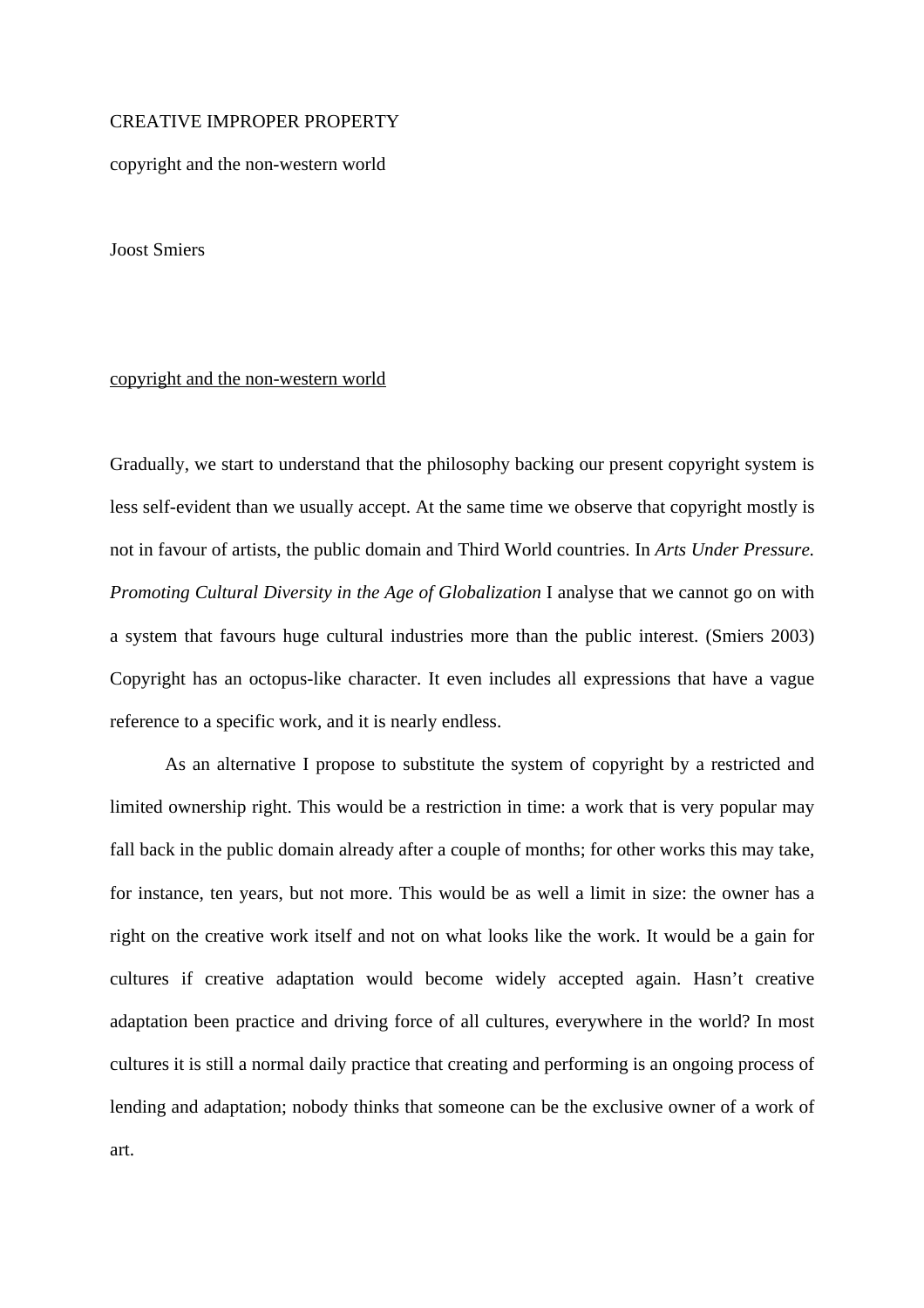# CREATIVE IMPROPER PROPERTY

copyright and the non-western world

Joost Smiers

## copyright and the non-western world

Gradually, we start to understand that the philosophy backing our present copyright system is less self-evident than we usually accept. At the same time we observe that copyright mostly is not in favour of artists, the public domain and Third World countries. In *Arts Under Pressure. Promoting Cultural Diversity in the Age of Globalization* I analyse that we cannot go on with a system that favours huge cultural industries more than the public interest. (Smiers 2003) Copyright has an octopus-like character. It even includes all expressions that have a vague reference to a specific work, and it is nearly endless.

As an alternative I propose to substitute the system of copyright by a restricted and limited ownership right. This would be a restriction in time: a work that is very popular may fall back in the public domain already after a couple of months; for other works this may take, for instance, ten years, but not more. This would be as well a limit in size: the owner has a right on the creative work itself and not on what looks like the work. It would be a gain for cultures if creative adaptation would become widely accepted again. Hasn't creative adaptation been practice and driving force of all cultures, everywhere in the world? In most cultures it is still a normal daily practice that creating and performing is an ongoing process of lending and adaptation; nobody thinks that someone can be the exclusive owner of a work of art.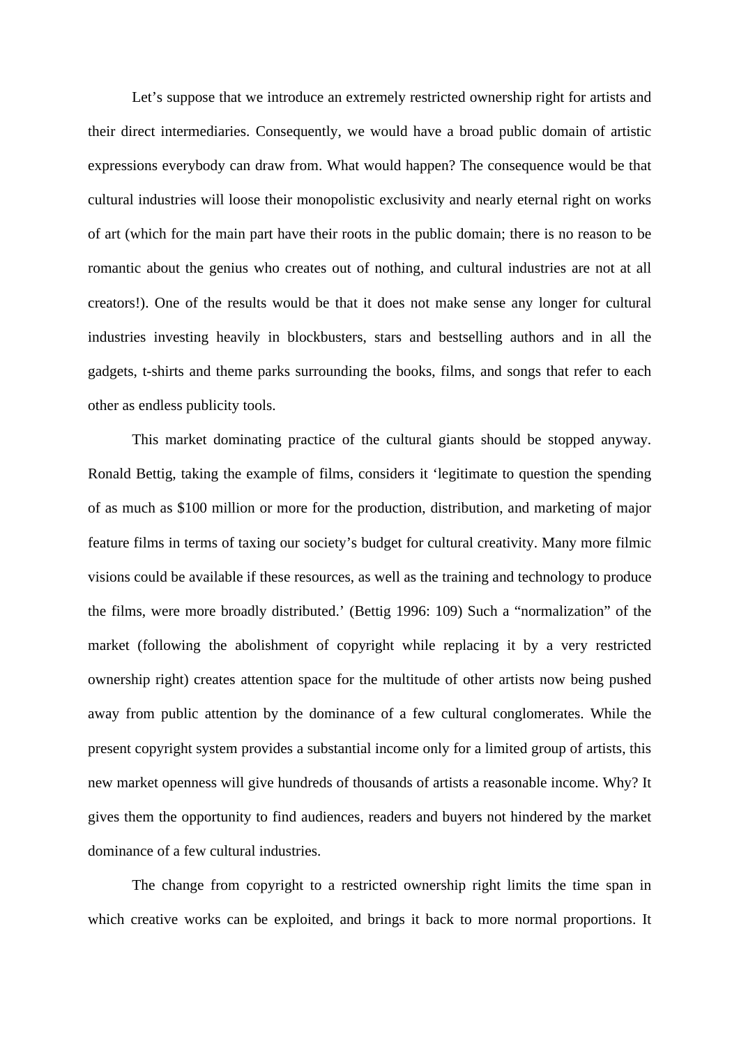Let's suppose that we introduce an extremely restricted ownership right for artists and their direct intermediaries. Consequently, we would have a broad public domain of artistic expressions everybody can draw from. What would happen? The consequence would be that cultural industries will loose their monopolistic exclusivity and nearly eternal right on works of art (which for the main part have their roots in the public domain; there is no reason to be romantic about the genius who creates out of nothing, and cultural industries are not at all creators!). One of the results would be that it does not make sense any longer for cultural industries investing heavily in blockbusters, stars and bestselling authors and in all the gadgets, t-shirts and theme parks surrounding the books, films, and songs that refer to each other as endless publicity tools.

This market dominating practice of the cultural giants should be stopped anyway. Ronald Bettig, taking the example of films, considers it 'legitimate to question the spending of as much as $100 million or more for the production, distribution, and marketing of major feature films in terms of taxing our society's budget for cultural creativity. Many more filmic visions could be available if these resources, as well as the training and technology to produce the films, were more broadly distributed.' (Bettig 1996: 109) Such a "normalization" of the market (following the abolishment of copyright while replacing it by a very restricted ownership right) creates attention space for the multitude of other artists now being pushed away from public attention by the dominance of a few cultural conglomerates. While the present copyright system provides a substantial income only for a limited group of artists, this new market openness will give hundreds of thousands of artists a reasonable income. Why? It gives them the opportunity to find audiences, readers and buyers not hindered by the market dominance of a few cultural industries.

The change from copyright to a restricted ownership right limits the time span in which creative works can be exploited, and brings it back to more normal proportions. It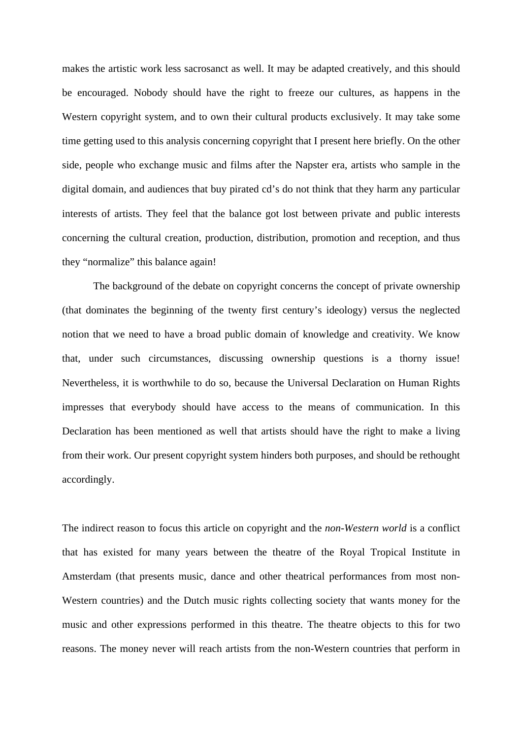makes the artistic work less sacrosanct as well. It may be adapted creatively, and this should be encouraged. Nobody should have the right to freeze our cultures, as happens in the Western copyright system, and to own their cultural products exclusively. It may take some time getting used to this analysis concerning copyright that I present here briefly. On the other side, people who exchange music and films after the Napster era, artists who sample in the digital domain, and audiences that buy pirated cd's do not think that they harm any particular interests of artists. They feel that the balance got lost between private and public interests concerning the cultural creation, production, distribution, promotion and reception, and thus they "normalize" this balance again!

The background of the debate on copyright concerns the concept of private ownership (that dominates the beginning of the twenty first century's ideology) versus the neglected notion that we need to have a broad public domain of knowledge and creativity. We know that, under such circumstances, discussing ownership questions is a thorny issue! Nevertheless, it is worthwhile to do so, because the Universal Declaration on Human Rights impresses that everybody should have access to the means of communication. In this Declaration has been mentioned as well that artists should have the right to make a living from their work. Our present copyright system hinders both purposes, and should be rethought accordingly.

The indirect reason to focus this article on copyright and the *non-Western world* is a conflict that has existed for many years between the theatre of the Royal Tropical Institute in Amsterdam (that presents music, dance and other theatrical performances from most non-Western countries) and the Dutch music rights collecting society that wants money for the music and other expressions performed in this theatre. The theatre objects to this for two reasons. The money never will reach artists from the non-Western countries that perform in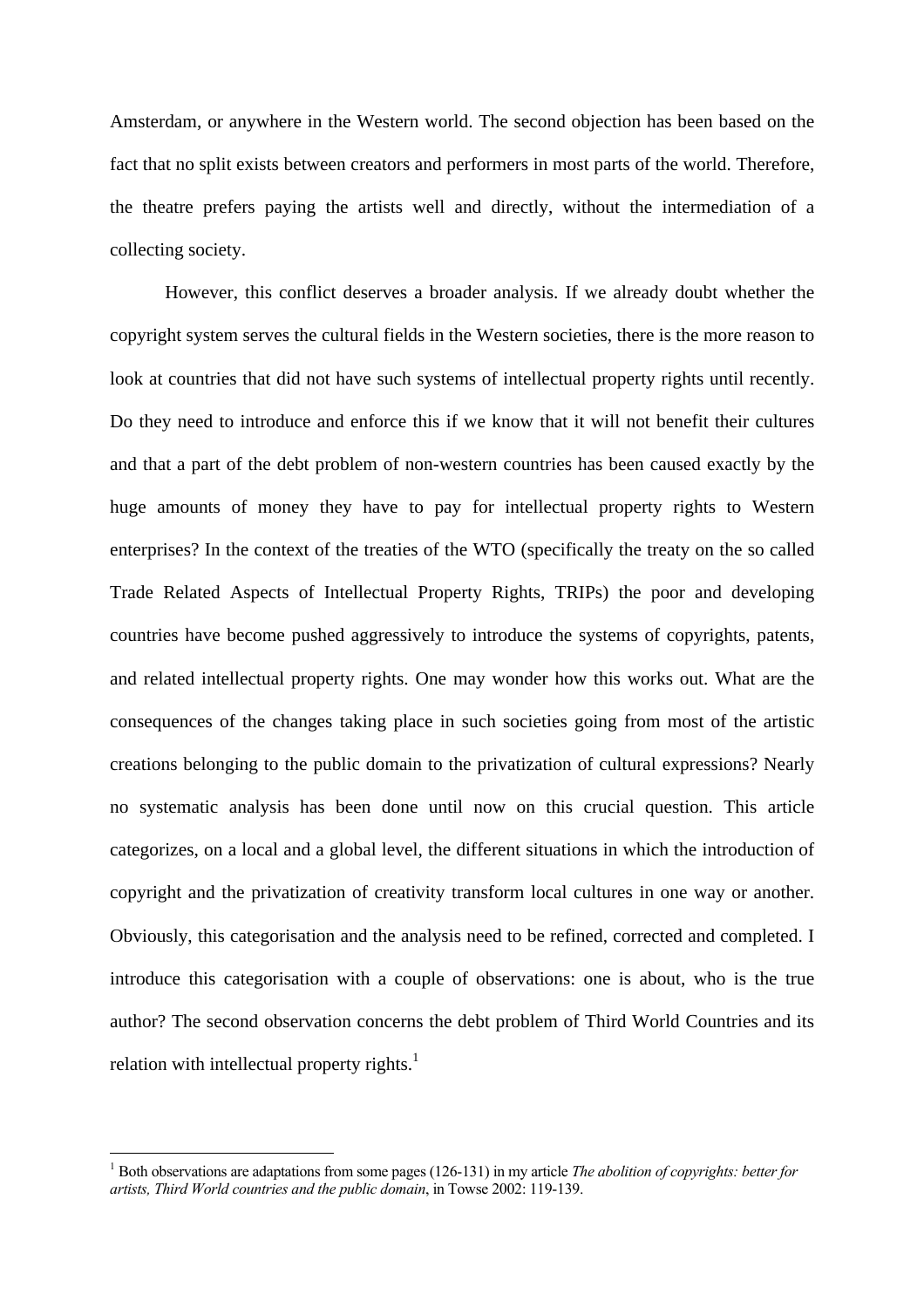Amsterdam, or anywhere in the Western world. The second objection has been based on the fact that no split exists between creators and performers in most parts of the world. Therefore, the theatre prefers paying the artists well and directly, without the intermediation of a collecting society.

However, this conflict deserves a broader analysis. If we already doubt whether the copyright system serves the cultural fields in the Western societies, there is the more reason to look at countries that did not have such systems of intellectual property rights until recently. Do they need to introduce and enforce this if we know that it will not benefit their cultures and that a part of the debt problem of non-western countries has been caused exactly by the huge amounts of money they have to pay for intellectual property rights to Western enterprises? In the context of the treaties of the WTO (specifically the treaty on the so called Trade Related Aspects of Intellectual Property Rights, TRIPs) the poor and developing countries have become pushed aggressively to introduce the systems of copyrights, patents, and related intellectual property rights. One may wonder how this works out. What are the consequences of the changes taking place in such societies going from most of the artistic creations belonging to the public domain to the privatization of cultural expressions? Nearly no systematic analysis has been done until now on this crucial question. This article categorizes, on a local and a global level, the different situations in which the introduction of copyright and the privatization of creativity transform local cultures in one way or another. Obviously, this categorisation and the analysis need to be refined, corrected and completed. I introduce this categorisation with a couple of observations: one is about, who is the true author? The second observation concerns the debt problem of Third World Countries and its relation with intellectual property rights.[1]

---

[1] Both observations are adaptations from some pages (126-131) in my article *The abolition of copyrights: better for artists, Third World countries and the public domain*, in Towse 2002: 119-139.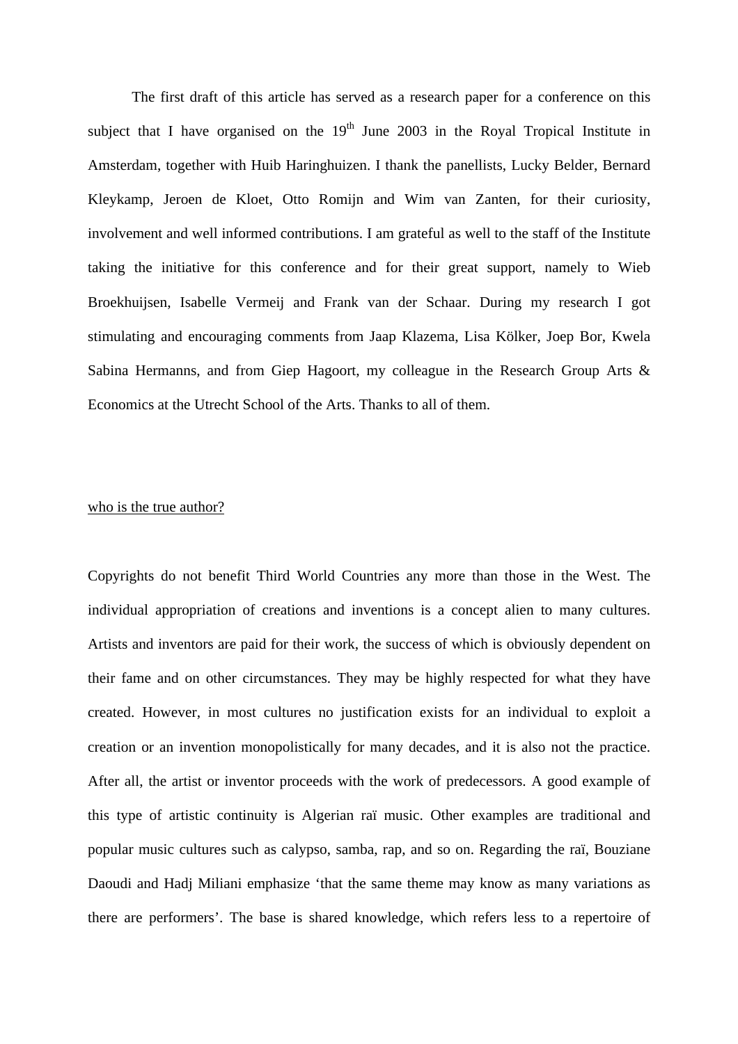The first draft of this article has served as a research paper for a conference on this subject that I have organised on the 19th June 2003 in the Royal Tropical Institute in Amsterdam, together with Huib Haringhuizen. I thank the panellists, Lucky Belder, Bernard Kleykamp, Jeroen de Kloet, Otto Romijn and Wim van Zanten, for their curiosity, involvement and well informed contributions. I am grateful as well to the staff of the Institute taking the initiative for this conference and for their great support, namely to Wieb Broekhuijsen, Isabelle Vermeij and Frank van der Schaar. During my research I got stimulating and encouraging comments from Jaap Klazema, Lisa Kölker, Joep Bor, Kwela Sabina Hermanns, and from Giep Hagoort, my colleague in the Research Group Arts & Economics at the Utrecht School of the Arts. Thanks to all of them.

<u>who is the true author?</u>

Copyrights do not benefit Third World Countries any more than those in the West. The individual appropriation of creations and inventions is a concept alien to many cultures. Artists and inventors are paid for their work, the success of which is obviously dependent on their fame and on other circumstances. They may be highly respected for what they have created. However, in most cultures no justification exists for an individual to exploit a creation or an invention monopolistically for many decades, and it is also not the practice. After all, the artist or inventor proceeds with the work of predecessors. A good example of this type of artistic continuity is Algerian raï music. Other examples are traditional and popular music cultures such as calypso, samba, rap, and so on. Regarding the raï, Bouziane Daoudi and Hadj Miliani emphasize 'that the same theme may know as many variations as there are performers'. The base is shared knowledge, which refers less to a repertoire of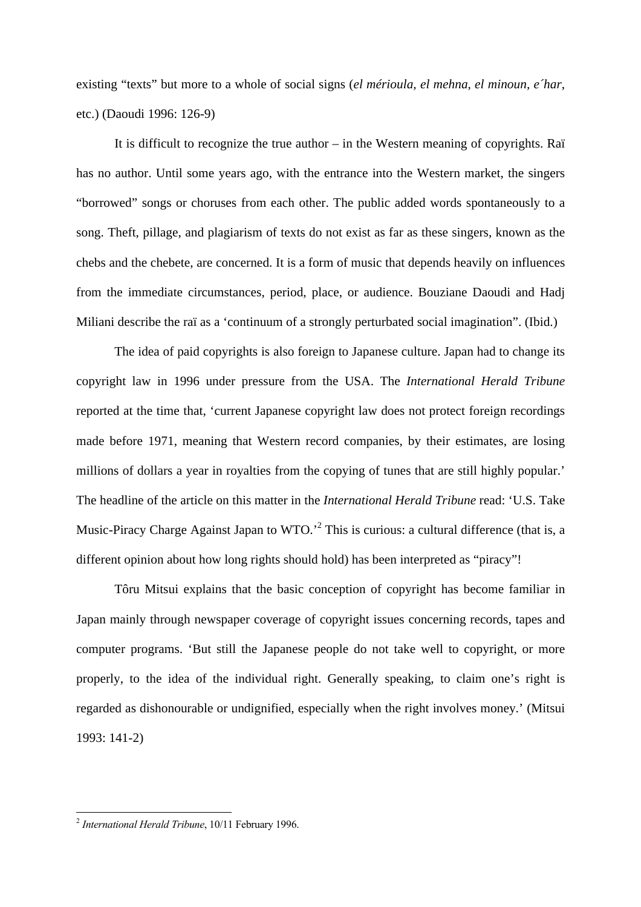existing “texts” but more to a whole of social signs (*el mérioula, el mehna, el minoun, e´har*, etc.) (Daoudi 1996: 126-9)

It is difficult to recognize the true author – in the Western meaning of copyrights. Raï has no author. Until some years ago, with the entrance into the Western market, the singers “borrowed” songs or choruses from each other. The public added words spontaneously to a song. Theft, pillage, and plagiarism of texts do not exist as far as these singers, known as the chebs and the chebete, are concerned. It is a form of music that depends heavily on influences from the immediate circumstances, period, place, or audience. Bouziane Daoudi and Hadj Miliani describe the raï as a ‘continuum of a strongly perturbated social imagination”. (Ibid.)

The idea of paid copyrights is also foreign to Japanese culture. Japan had to change its copyright law in 1996 under pressure from the USA. The *International Herald Tribune* reported at the time that, ‘current Japanese copyright law does not protect foreign recordings made before 1971, meaning that Western record companies, by their estimates, are losing millions of dollars a year in royalties from the copying of tunes that are still highly popular.’ The headline of the article on this matter in the *International Herald Tribune* read: ‘U.S. Take Music-Piracy Charge Against Japan to WTO.’[2] This is curious: a cultural difference (that is, a different opinion about how long rights should hold) has been interpreted as “piracy”!

Tôru Mitsui explains that the basic conception of copyright has become familiar in Japan mainly through newspaper coverage of copyright issues concerning records, tapes and computer programs. ‘But still the Japanese people do not take well to copyright, or more properly, to the idea of the individual right. Generally speaking, to claim one’s right is regarded as dishonourable or undignified, especially when the right involves money.’ (Mitsui 1993: 141-2)

---

[2] *International Herald Tribune*, 10/11 February 1996.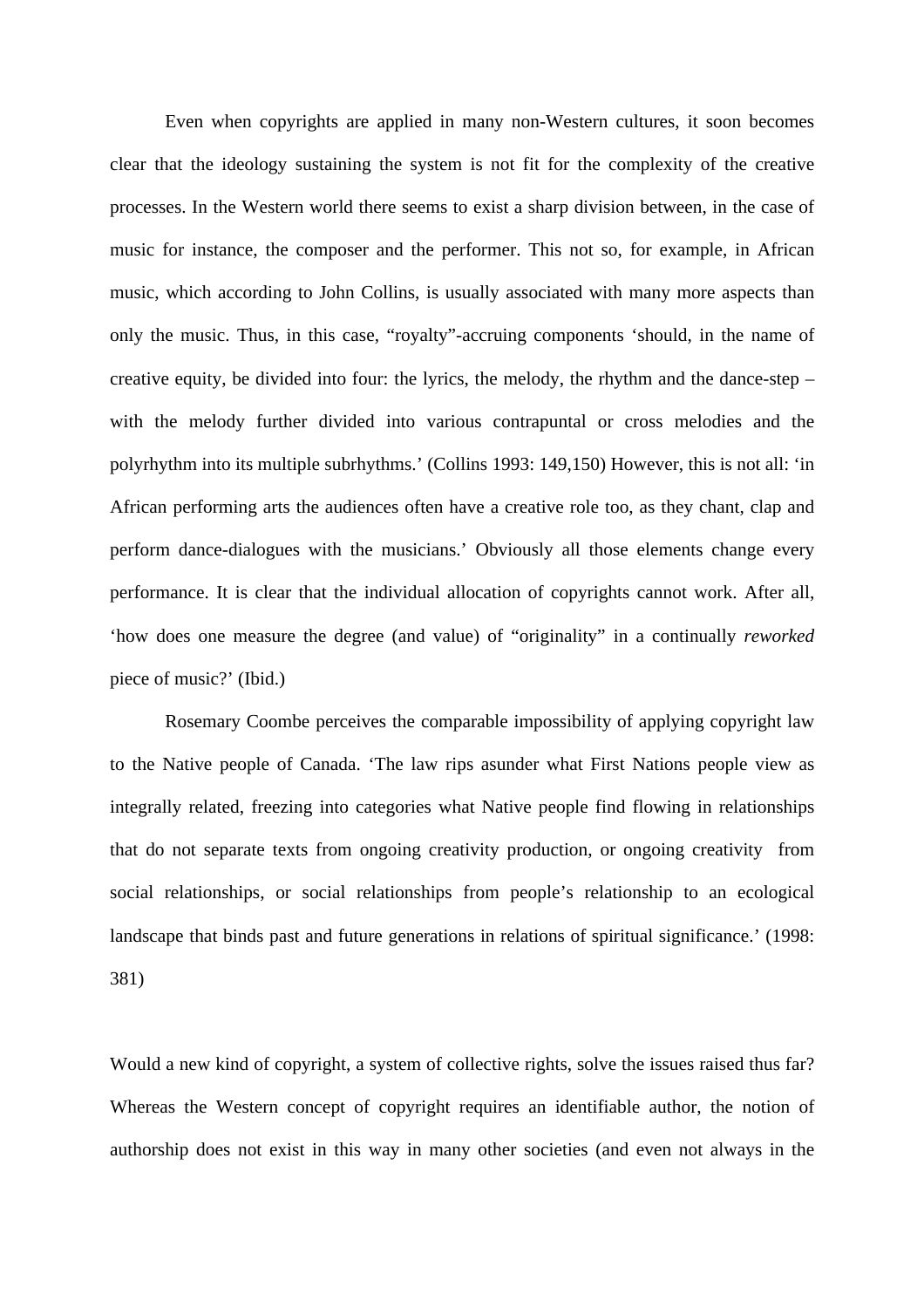Even when copyrights are applied in many non-Western cultures, it soon becomes clear that the ideology sustaining the system is not fit for the complexity of the creative processes. In the Western world there seems to exist a sharp division between, in the case of music for instance, the composer and the performer. This not so, for example, in African music, which according to John Collins, is usually associated with many more aspects than only the music. Thus, in this case, "royalty"-accruing components 'should, in the name of creative equity, be divided into four: the lyrics, the melody, the rhythm and the dance-step – with the melody further divided into various contrapuntal or cross melodies and the polyrhythm into its multiple subrhythms.' (Collins 1993: 149,150) However, this is not all: 'in African performing arts the audiences often have a creative role too, as they chant, clap and perform dance-dialogues with the musicians.' Obviously all those elements change every performance. It is clear that the individual allocation of copyrights cannot work. After all, 'how does one measure the degree (and value) of "originality" in a continually *reworked* piece of music?' (Ibid.)

Rosemary Coombe perceives the comparable impossibility of applying copyright law to the Native people of Canada. 'The law rips asunder what First Nations people view as integrally related, freezing into categories what Native people find flowing in relationships that do not separate texts from ongoing creativity production, or ongoing creativity from social relationships, or social relationships from people's relationship to an ecological landscape that binds past and future generations in relations of spiritual significance.' (1998: 381)

Would a new kind of copyright, a system of collective rights, solve the issues raised thus far? Whereas the Western concept of copyright requires an identifiable author, the notion of authorship does not exist in this way in many other societies (and even not always in the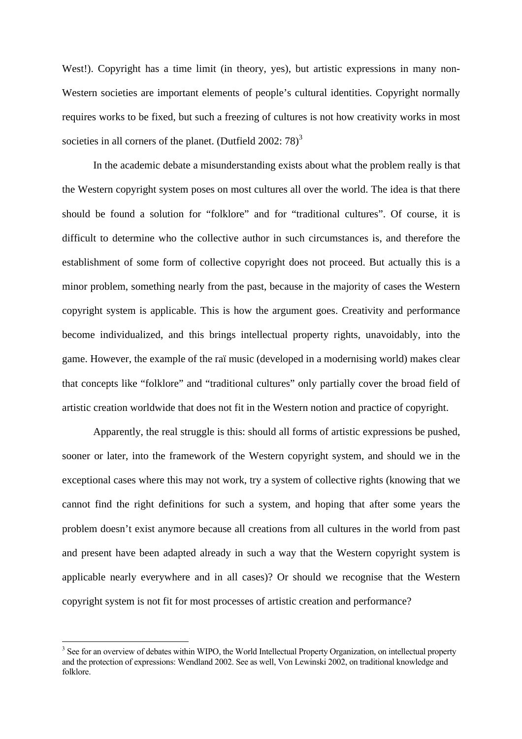West!). Copyright has a time limit (in theory, yes), but artistic expressions in many non-Western societies are important elements of people's cultural identities. Copyright normally requires works to be fixed, but such a freezing of cultures is not how creativity works in most societies in all corners of the planet. (Dutfield 2002: 78)[3]

In the academic debate a misunderstanding exists about what the problem really is that the Western copyright system poses on most cultures all over the world. The idea is that there should be found a solution for "folklore" and for "traditional cultures". Of course, it is difficult to determine who the collective author in such circumstances is, and therefore the establishment of some form of collective copyright does not proceed. But actually this is a minor problem, something nearly from the past, because in the majority of cases the Western copyright system is applicable. This is how the argument goes. Creativity and performance become individualized, and this brings intellectual property rights, unavoidably, into the game. However, the example of the raï music (developed in a modernising world) makes clear that concepts like "folklore" and "traditional cultures" only partially cover the broad field of artistic creation worldwide that does not fit in the Western notion and practice of copyright.

Apparently, the real struggle is this: should all forms of artistic expressions be pushed, sooner or later, into the framework of the Western copyright system, and should we in the exceptional cases where this may not work, try a system of collective rights (knowing that we cannot find the right definitions for such a system, and hoping that after some years the problem doesn't exist anymore because all creations from all cultures in the world from past and present have been adapted already in such a way that the Western copyright system is applicable nearly everywhere and in all cases)? Or should we recognise that the Western copyright system is not fit for most processes of artistic creation and performance?

[3] See for an overview of debates within WIPO, the World Intellectual Property Organization, on intellectual property and the protection of expressions: Wendland 2002. See as well, Von Lewinski 2002, on traditional knowledge and folklore.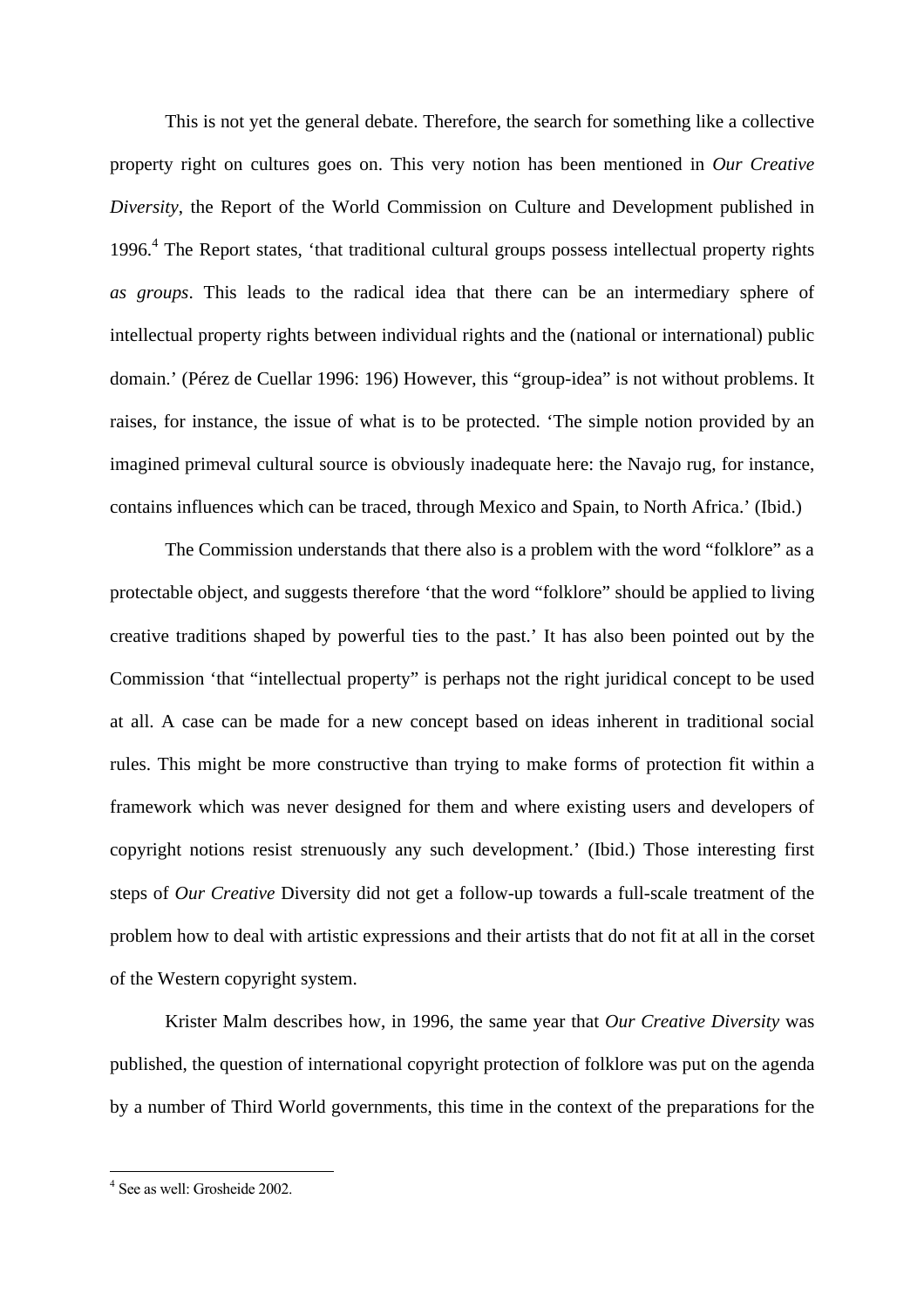This is not yet the general debate. Therefore, the search for something like a collective property right on cultures goes on. This very notion has been mentioned in *Our Creative Diversity*, the Report of the World Commission on Culture and Development published in 1996.[4] The Report states, 'that traditional cultural groups possess intellectual property rights *as groups*. This leads to the radical idea that there can be an intermediary sphere of intellectual property rights between individual rights and the (national or international) public domain.' (Pérez de Cuellar 1996: 196) However, this "group-idea" is not without problems. It raises, for instance, the issue of what is to be protected. 'The simple notion provided by an imagined primeval cultural source is obviously inadequate here: the Navajo rug, for instance, contains influences which can be traced, through Mexico and Spain, to North Africa.' (Ibid.)

The Commission understands that there also is a problem with the word "folklore" as a protectable object, and suggests therefore 'that the word "folklore" should be applied to living creative traditions shaped by powerful ties to the past.' It has also been pointed out by the Commission 'that "intellectual property" is perhaps not the right juridical concept to be used at all. A case can be made for a new concept based on ideas inherent in traditional social rules. This might be more constructive than trying to make forms of protection fit within a framework which was never designed for them and where existing users and developers of copyright notions resist strenuously any such development.' (Ibid.) Those interesting first steps of *Our Creative* Diversity did not get a follow-up towards a full-scale treatment of the problem how to deal with artistic expressions and their artists that do not fit at all in the corset of the Western copyright system.

Krister Malm describes how, in 1996, the same year that *Our Creative Diversity* was published, the question of international copyright protection of folklore was put on the agenda by a number of Third World governments, this time in the context of the preparations for the

---

[4] See as well: Grosheide 2002.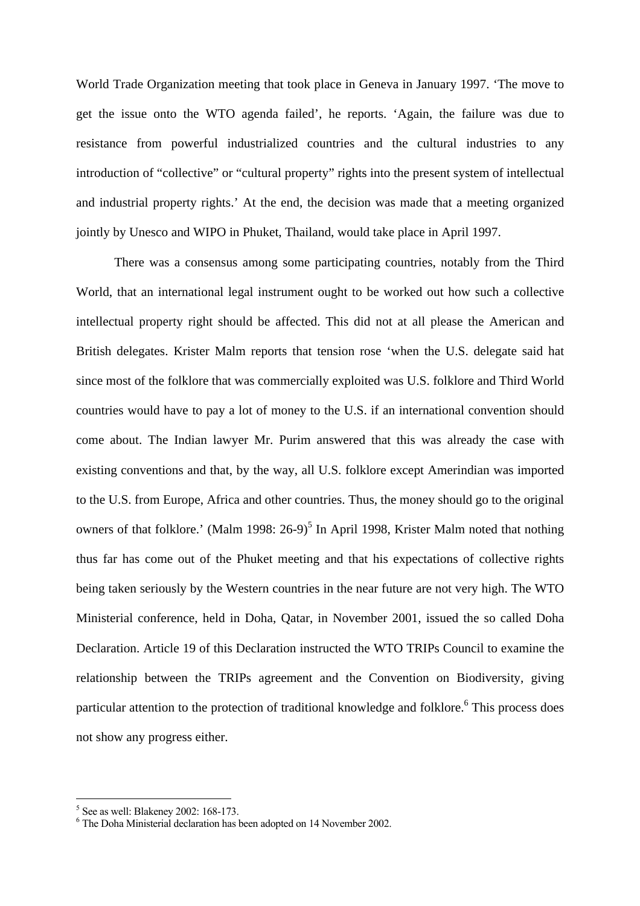World Trade Organization meeting that took place in Geneva in January 1997. ‘The move to get the issue onto the WTO agenda failed’, he reports. ‘Again, the failure was due to resistance from powerful industrialized countries and the cultural industries to any introduction of “collective” or “cultural property” rights into the present system of intellectual and industrial property rights.’ At the end, the decision was made that a meeting organized jointly by Unesco and WIPO in Phuket, Thailand, would take place in April 1997.

There was a consensus among some participating countries, notably from the Third World, that an international legal instrument ought to be worked out how such a collective intellectual property right should be affected. This did not at all please the American and British delegates. Krister Malm reports that tension rose ‘when the U.S. delegate said hat since most of the folklore that was commercially exploited was U.S. folklore and Third World countries would have to pay a lot of money to the U.S. if an international convention should come about. The Indian lawyer Mr. Purim answered that this was already the case with existing conventions and that, by the way, all U.S. folklore except Amerindian was imported to the U.S. from Europe, Africa and other countries. Thus, the money should go to the original owners of that folklore.’ (Malm 1998: 26-9)[5] In April 1998, Krister Malm noted that nothing thus far has come out of the Phuket meeting and that his expectations of collective rights being taken seriously by the Western countries in the near future are not very high. The WTO Ministerial conference, held in Doha, Qatar, in November 2001, issued the so called Doha Declaration. Article 19 of this Declaration instructed the WTO TRIPs Council to examine the relationship between the TRIPs agreement and the Convention on Biodiversity, giving particular attention to the protection of traditional knowledge and folklore.[6] This process does not show any progress either.

---

[5] See as well: Blakeney 2002: 168-173.

[6] The Doha Ministerial declaration has been adopted on 14 November 2002.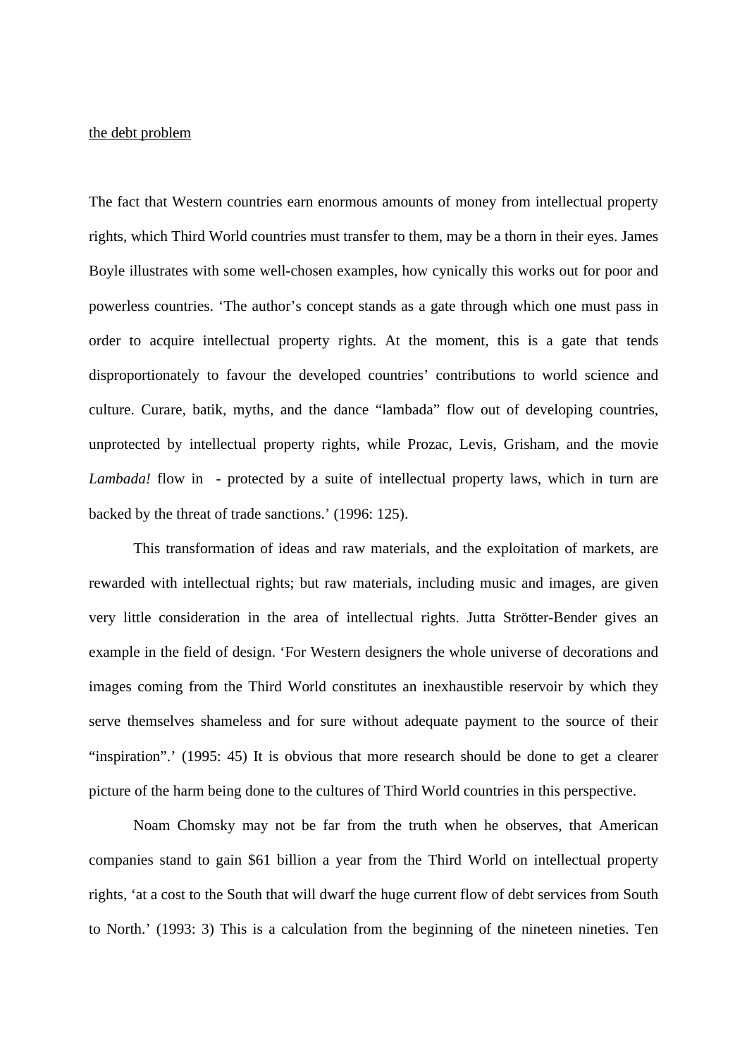<u>the debt problem</u>

The fact that Western countries earn enormous amounts of money from intellectual property rights, which Third World countries must transfer to them, may be a thorn in their eyes. James Boyle illustrates with some well-chosen examples, how cynically this works out for poor and powerless countries. 'The author's concept stands as a gate through which one must pass in order to acquire intellectual property rights. At the moment, this is a gate that tends disproportionately to favour the developed countries' contributions to world science and culture. Curare, batik, myths, and the dance "lambada" flow out of developing countries, unprotected by intellectual property rights, while Prozac, Levis, Grisham, and the movie *Lambada!* flow in - protected by a suite of intellectual property laws, which in turn are backed by the threat of trade sanctions.' (1996: 125).

This transformation of ideas and raw materials, and the exploitation of markets, are rewarded with intellectual rights; but raw materials, including music and images, are given very little consideration in the area of intellectual rights. Jutta Strötter-Bender gives an example in the field of design. 'For Western designers the whole universe of decorations and images coming from the Third World constitutes an inexhaustible reservoir by which they serve themselves shameless and for sure without adequate payment to the source of their "inspiration".' (1995: 45) It is obvious that more research should be done to get a clearer picture of the harm being done to the cultures of Third World countries in this perspective.

Noam Chomsky may not be far from the truth when he observes, that American companies stand to gain $61 billion a year from the Third World on intellectual property rights, 'at a cost to the South that will dwarf the huge current flow of debt services from South to North.' (1993: 3) This is a calculation from the beginning of the nineteen nineties. Ten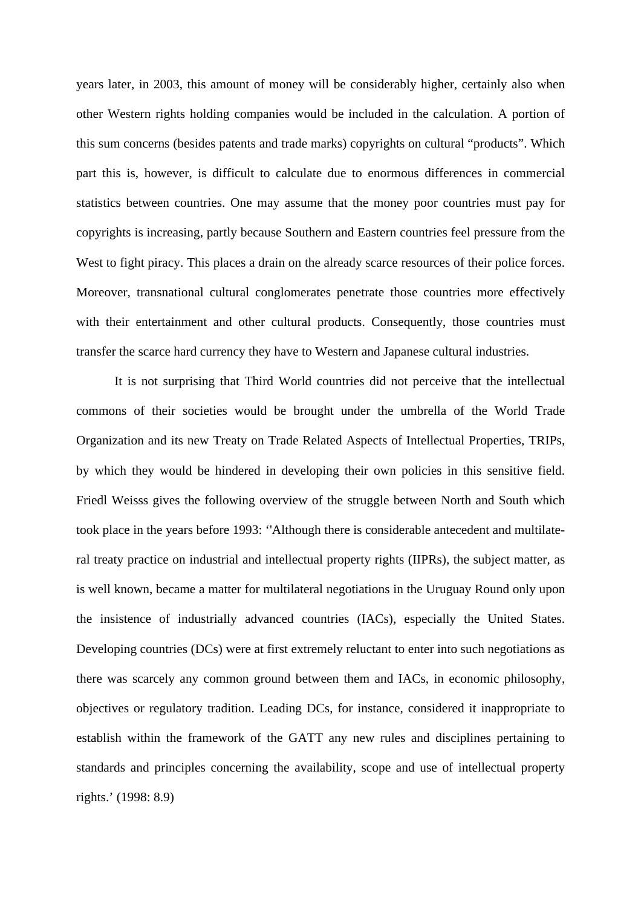years later, in 2003, this amount of money will be considerably higher, certainly also when other Western rights holding companies would be included in the calculation. A portion of this sum concerns (besides patents and trade marks) copyrights on cultural "products". Which part this is, however, is difficult to calculate due to enormous differences in commercial statistics between countries. One may assume that the money poor countries must pay for copyrights is increasing, partly because Southern and Eastern countries feel pressure from the West to fight piracy. This places a drain on the already scarce resources of their police forces. Moreover, transnational cultural conglomerates penetrate those countries more effectively with their entertainment and other cultural products. Consequently, those countries must transfer the scarce hard currency they have to Western and Japanese cultural industries.

It is not surprising that Third World countries did not perceive that the intellectual commons of their societies would be brought under the umbrella of the World Trade Organization and its new Treaty on Trade Related Aspects of Intellectual Properties, TRIPs, by which they would be hindered in developing their own policies in this sensitive field. Friedl Weisss gives the following overview of the struggle between North and South which took place in the years before 1993: ''Although there is considerable antecedent and multilateral treaty practice on industrial and intellectual property rights (IIPRs), the subject matter, as is well known, became a matter for multilateral negotiations in the Uruguay Round only upon the insistence of industrially advanced countries (IACs), especially the United States. Developing countries (DCs) were at first extremely reluctant to enter into such negotiations as there was scarcely any common ground between them and IACs, in economic philosophy, objectives or regulatory tradition. Leading DCs, for instance, considered it inappropriate to establish within the framework of the GATT any new rules and disciplines pertaining to standards and principles concerning the availability, scope and use of intellectual property rights.' (1998: 8.9)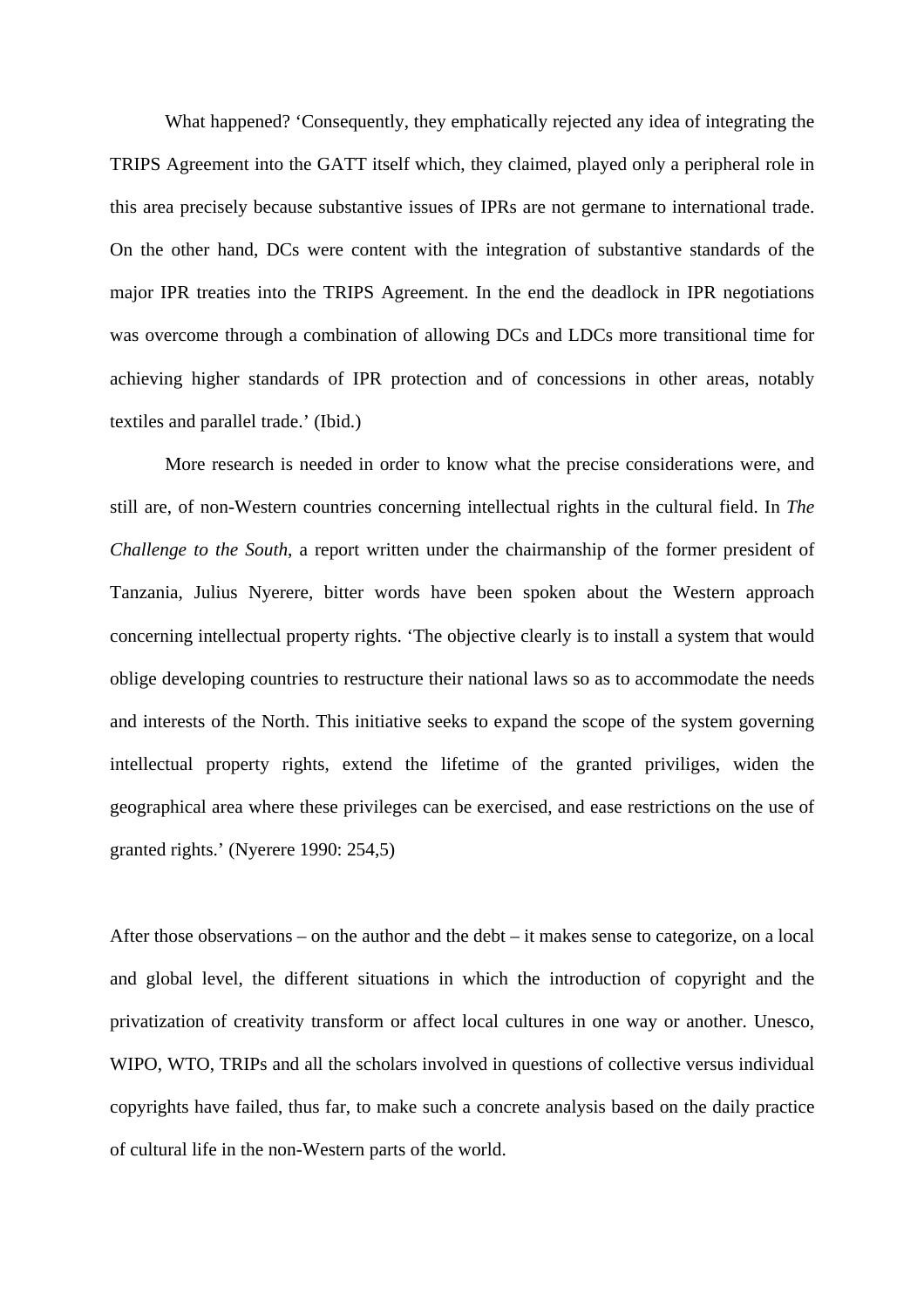What happened? ‘Consequently, they emphatically rejected any idea of integrating the TRIPS Agreement into the GATT itself which, they claimed, played only a peripheral role in this area precisely because substantive issues of IPRs are not germane to international trade. On the other hand, DCs were content with the integration of substantive standards of the major IPR treaties into the TRIPS Agreement. In the end the deadlock in IPR negotiations was overcome through a combination of allowing DCs and LDCs more transitional time for achieving higher standards of IPR protection and of concessions in other areas, notably textiles and parallel trade.’ (Ibid.)

More research is needed in order to know what the precise considerations were, and still are, of non-Western countries concerning intellectual rights in the cultural field. In *The Challenge to the South*, a report written under the chairmanship of the former president of Tanzania, Julius Nyerere, bitter words have been spoken about the Western approach concerning intellectual property rights. ‘The objective clearly is to install a system that would oblige developing countries to restructure their national laws so as to accommodate the needs and interests of the North. This initiative seeks to expand the scope of the system governing intellectual property rights, extend the lifetime of the granted priviliges, widen the geographical area where these privileges can be exercised, and ease restrictions on the use of granted rights.’ (Nyerere 1990: 254,5)

After those observations – on the author and the debt – it makes sense to categorize, on a local and global level, the different situations in which the introduction of copyright and the privatization of creativity transform or affect local cultures in one way or another. Unesco, WIPO, WTO, TRIPs and all the scholars involved in questions of collective versus individual copyrights have failed, thus far, to make such a concrete analysis based on the daily practice of cultural life in the non-Western parts of the world.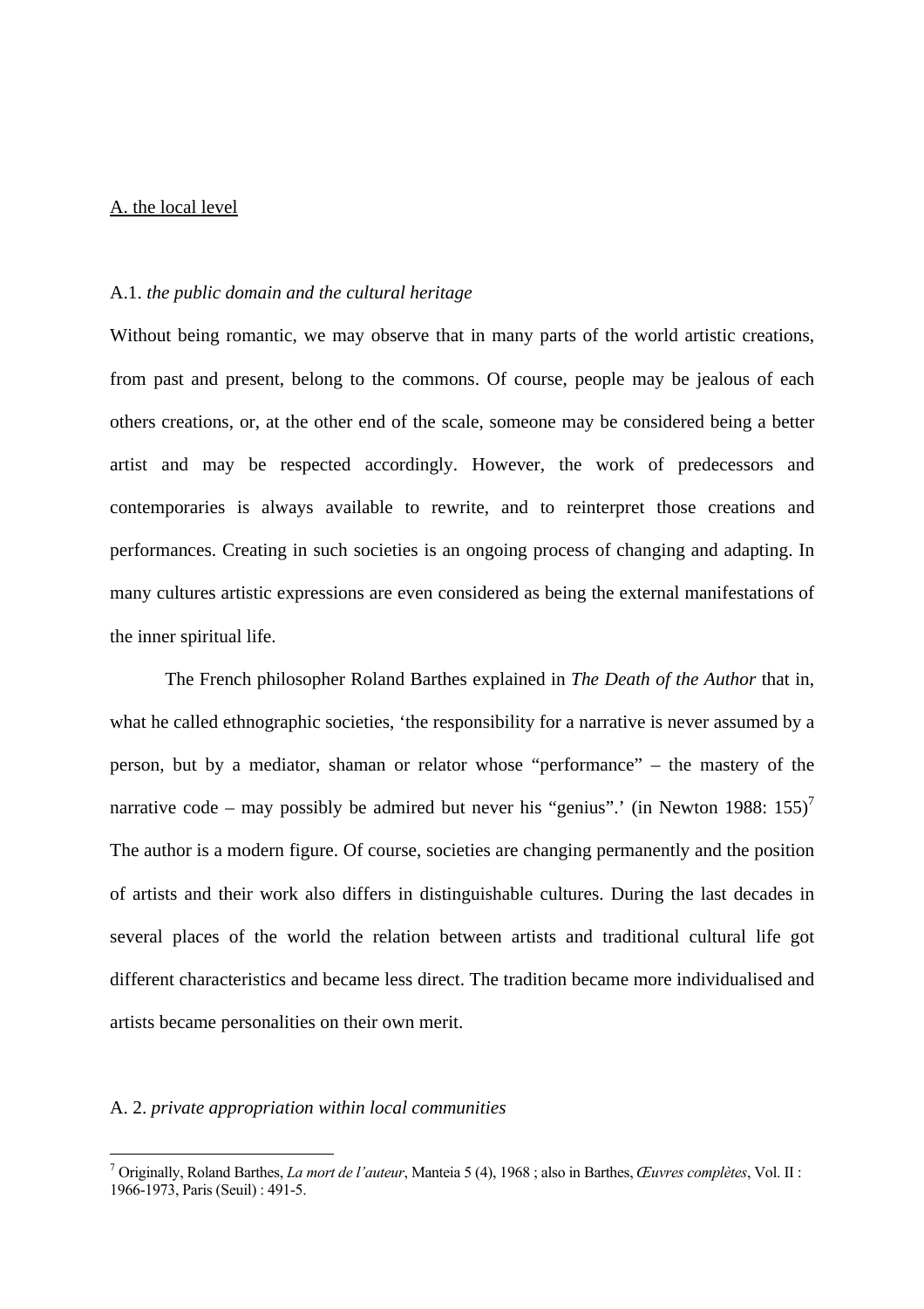## A. the local level

### A.1. *the public domain and the cultural heritage*

Without being romantic, we may observe that in many parts of the world artistic creations, from past and present, belong to the commons. Of course, people may be jealous of each others creations, or, at the other end of the scale, someone may be considered being a better artist and may be respected accordingly. However, the work of predecessors and contemporaries is always available to rewrite, and to reinterpret those creations and performances. Creating in such societies is an ongoing process of changing and adapting. In many cultures artistic expressions are even considered as being the external manifestations of the inner spiritual life.

The French philosopher Roland Barthes explained in *The Death of the Author* that in, what he called ethnographic societies, 'the responsibility for a narrative is never assumed by a person, but by a mediator, shaman or relator whose "performance" – the mastery of the narrative code – may possibly be admired but never his "genius".' (in Newton 1988: 155)[7] The author is a modern figure. Of course, societies are changing permanently and the position of artists and their work also differs in distinguishable cultures. During the last decades in several places of the world the relation between artists and traditional cultural life got different characteristics and became less direct. The tradition became more individualised and artists became personalities on their own merit.

### A. 2. *private appropriation within local communities*

---

[7] Originally, Roland Barthes, *La mort de l'auteur*, Manteia 5 (4), 1968 ; also in Barthes, *Œuvres complètes*, Vol. II : 1966-1973, Paris (Seuil) : 491-5.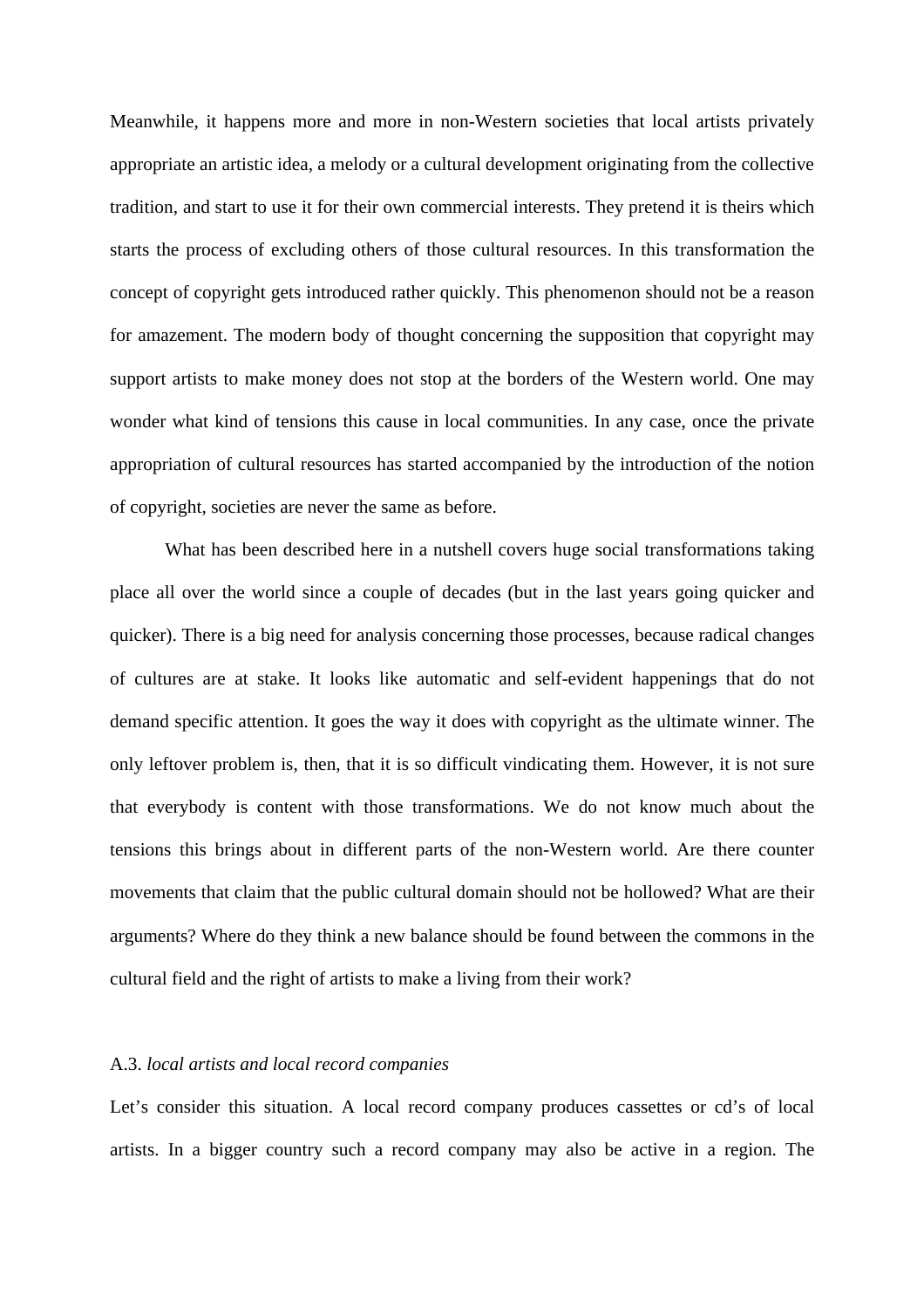Meanwhile, it happens more and more in non-Western societies that local artists privately appropriate an artistic idea, a melody or a cultural development originating from the collective tradition, and start to use it for their own commercial interests. They pretend it is theirs which starts the process of excluding others of those cultural resources. In this transformation the concept of copyright gets introduced rather quickly. This phenomenon should not be a reason for amazement. The modern body of thought concerning the supposition that copyright may support artists to make money does not stop at the borders of the Western world. One may wonder what kind of tensions this cause in local communities. In any case, once the private appropriation of cultural resources has started accompanied by the introduction of the notion of copyright, societies are never the same as before.

What has been described here in a nutshell covers huge social transformations taking place all over the world since a couple of decades (but in the last years going quicker and quicker). There is a big need for analysis concerning those processes, because radical changes of cultures are at stake. It looks like automatic and self-evident happenings that do not demand specific attention. It goes the way it does with copyright as the ultimate winner. The only leftover problem is, then, that it is so difficult vindicating them. However, it is not sure that everybody is content with those transformations. We do not know much about the tensions this brings about in different parts of the non-Western world. Are there counter movements that claim that the public cultural domain should not be hollowed? What are their arguments? Where do they think a new balance should be found between the commons in the cultural field and the right of artists to make a living from their work?

### A.3. *local artists and local record companies*

Let's consider this situation. A local record company produces cassettes or cd's of local artists. In a bigger country such a record company may also be active in a region. The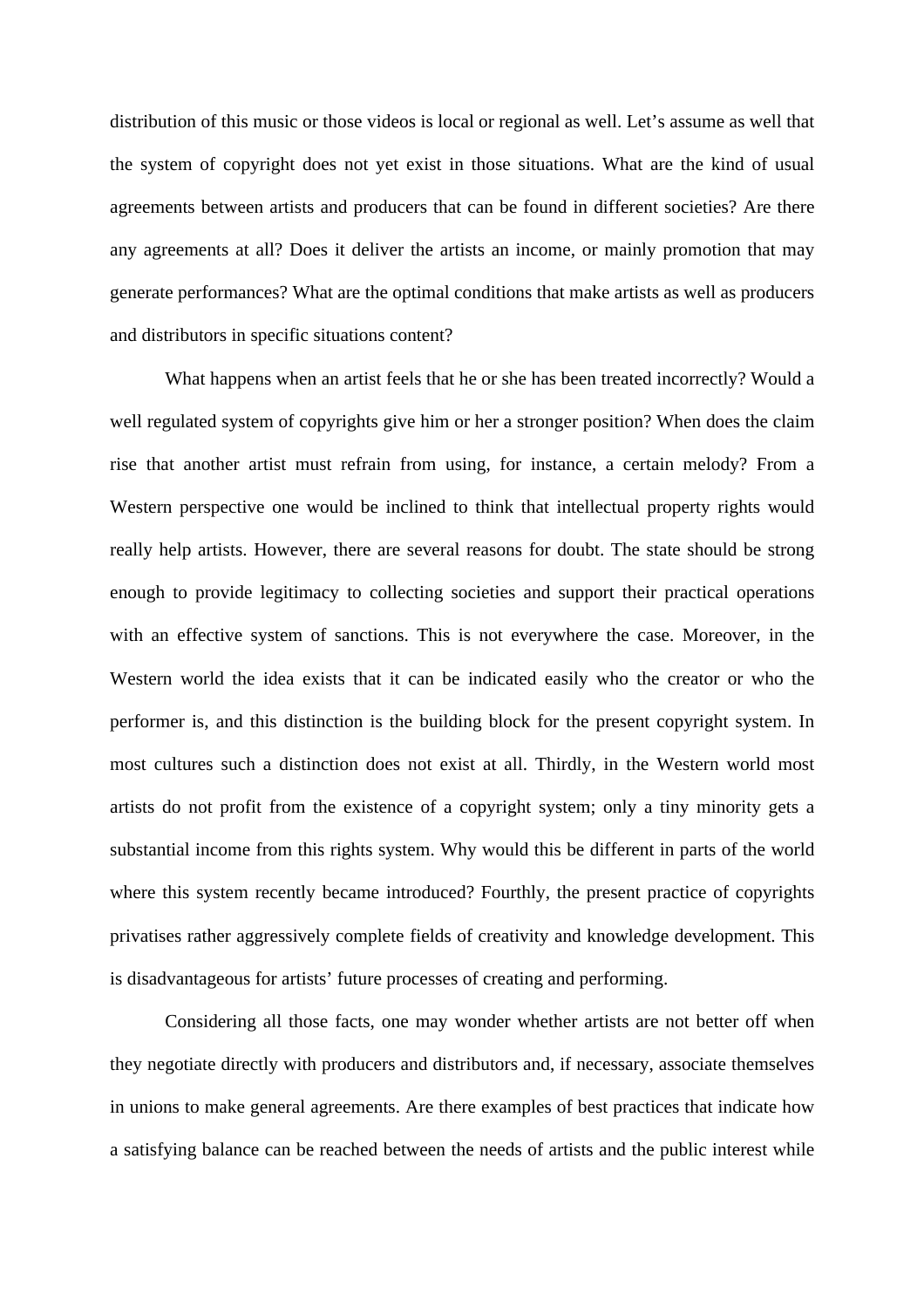distribution of this music or those videos is local or regional as well. Let's assume as well that the system of copyright does not yet exist in those situations. What are the kind of usual agreements between artists and producers that can be found in different societies? Are there any agreements at all? Does it deliver the artists an income, or mainly promotion that may generate performances? What are the optimal conditions that make artists as well as producers and distributors in specific situations content?

What happens when an artist feels that he or she has been treated incorrectly? Would a well regulated system of copyrights give him or her a stronger position? When does the claim rise that another artist must refrain from using, for instance, a certain melody? From a Western perspective one would be inclined to think that intellectual property rights would really help artists. However, there are several reasons for doubt. The state should be strong enough to provide legitimacy to collecting societies and support their practical operations with an effective system of sanctions. This is not everywhere the case. Moreover, in the Western world the idea exists that it can be indicated easily who the creator or who the performer is, and this distinction is the building block for the present copyright system. In most cultures such a distinction does not exist at all. Thirdly, in the Western world most artists do not profit from the existence of a copyright system; only a tiny minority gets a substantial income from this rights system. Why would this be different in parts of the world where this system recently became introduced? Fourthly, the present practice of copyrights privatises rather aggressively complete fields of creativity and knowledge development. This is disadvantageous for artists' future processes of creating and performing.

Considering all those facts, one may wonder whether artists are not better off when they negotiate directly with producers and distributors and, if necessary, associate themselves in unions to make general agreements. Are there examples of best practices that indicate how a satisfying balance can be reached between the needs of artists and the public interest while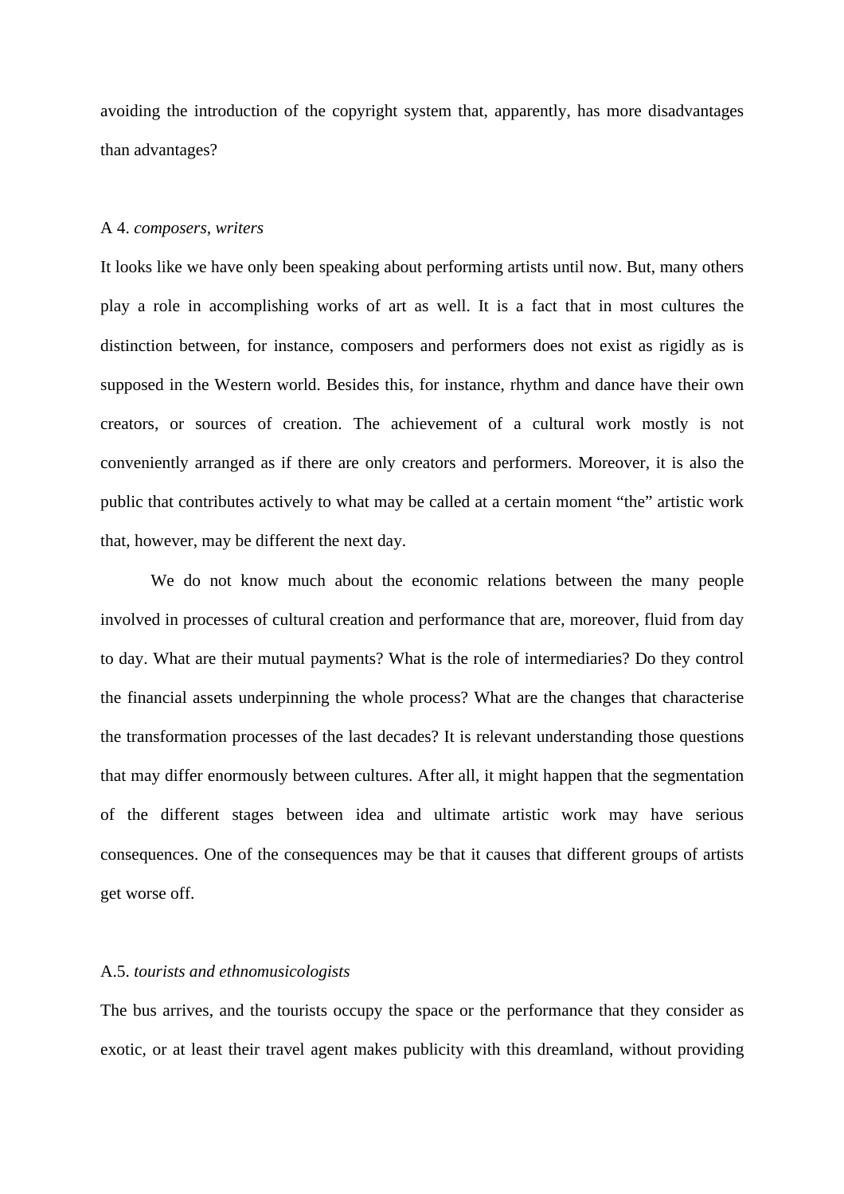avoiding the introduction of the copyright system that, apparently, has more disadvantages than advantages?

A 4. *composers, writers*

It looks like we have only been speaking about performing artists until now. But, many others play a role in accomplishing works of art as well. It is a fact that in most cultures the distinction between, for instance, composers and performers does not exist as rigidly as is supposed in the Western world. Besides this, for instance, rhythm and dance have their own creators, or sources of creation. The achievement of a cultural work mostly is not conveniently arranged as if there are only creators and performers. Moreover, it is also the public that contributes actively to what may be called at a certain moment "the" artistic work that, however, may be different the next day.

We do not know much about the economic relations between the many people involved in processes of cultural creation and performance that are, moreover, fluid from day to day. What are their mutual payments? What is the role of intermediaries? Do they control the financial assets underpinning the whole process? What are the changes that characterise the transformation processes of the last decades? It is relevant understanding those questions that may differ enormously between cultures. After all, it might happen that the segmentation of the different stages between idea and ultimate artistic work may have serious consequences. One of the consequences may be that it causes that different groups of artists get worse off.

A.5. *tourists and ethnomusicologists*

The bus arrives, and the tourists occupy the space or the performance that they consider as exotic, or at least their travel agent makes publicity with this dreamland, without providing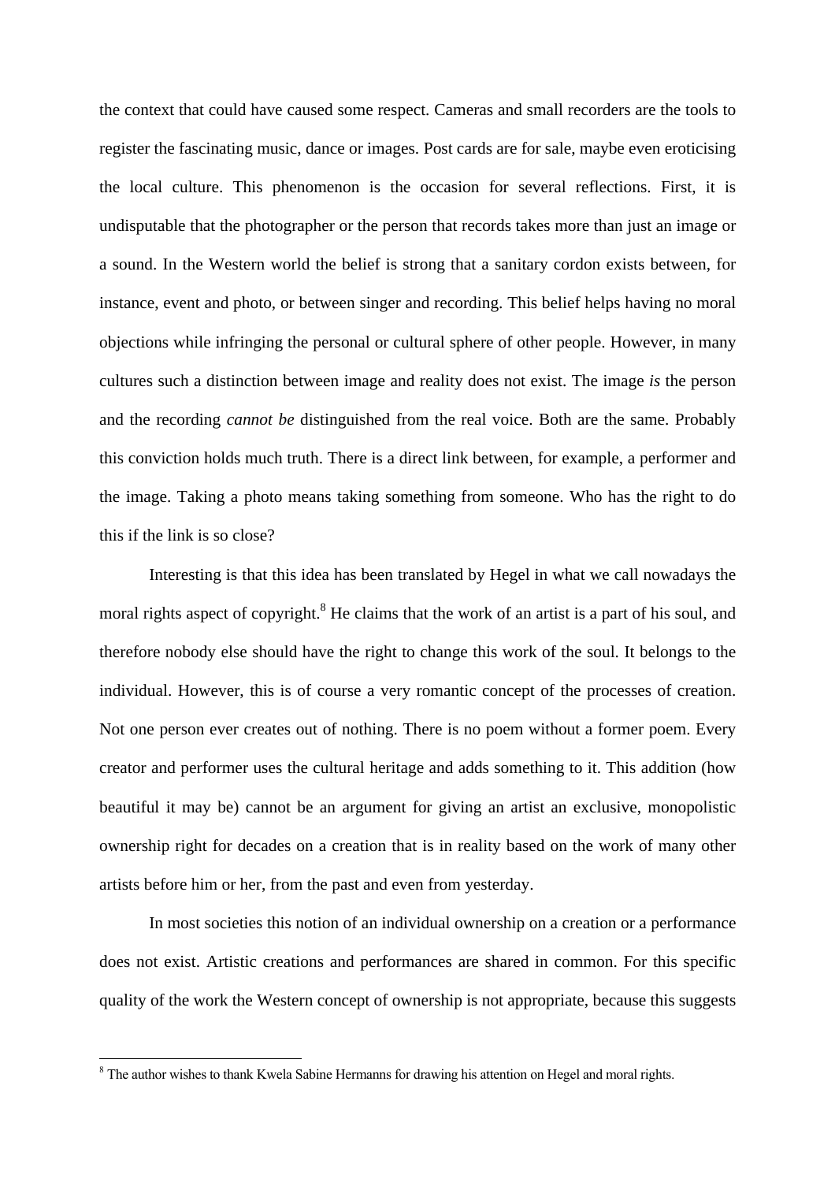the context that could have caused some respect. Cameras and small recorders are the tools to register the fascinating music, dance or images. Post cards are for sale, maybe even eroticising the local culture. This phenomenon is the occasion for several reflections. First, it is undisputable that the photographer or the person that records takes more than just an image or a sound. In the Western world the belief is strong that a sanitary cordon exists between, for instance, event and photo, or between singer and recording. This belief helps having no moral objections while infringing the personal or cultural sphere of other people. However, in many cultures such a distinction between image and reality does not exist. The image *is* the person and the recording *cannot be* distinguished from the real voice. Both are the same. Probably this conviction holds much truth. There is a direct link between, for example, a performer and the image. Taking a photo means taking something from someone. Who has the right to do this if the link is so close?

Interesting is that this idea has been translated by Hegel in what we call nowadays the moral rights aspect of copyright.[8] He claims that the work of an artist is a part of his soul, and therefore nobody else should have the right to change this work of the soul. It belongs to the individual. However, this is of course a very romantic concept of the processes of creation. Not one person ever creates out of nothing. There is no poem without a former poem. Every creator and performer uses the cultural heritage and adds something to it. This addition (how beautiful it may be) cannot be an argument for giving an artist an exclusive, monopolistic ownership right for decades on a creation that is in reality based on the work of many other artists before him or her, from the past and even from yesterday.

In most societies this notion of an individual ownership on a creation or a performance does not exist. Artistic creations and performances are shared in common. For this specific quality of the work the Western concept of ownership is not appropriate, because this suggests

[8] The author wishes to thank Kwela Sabine Hermanns for drawing his attention on Hegel and moral rights.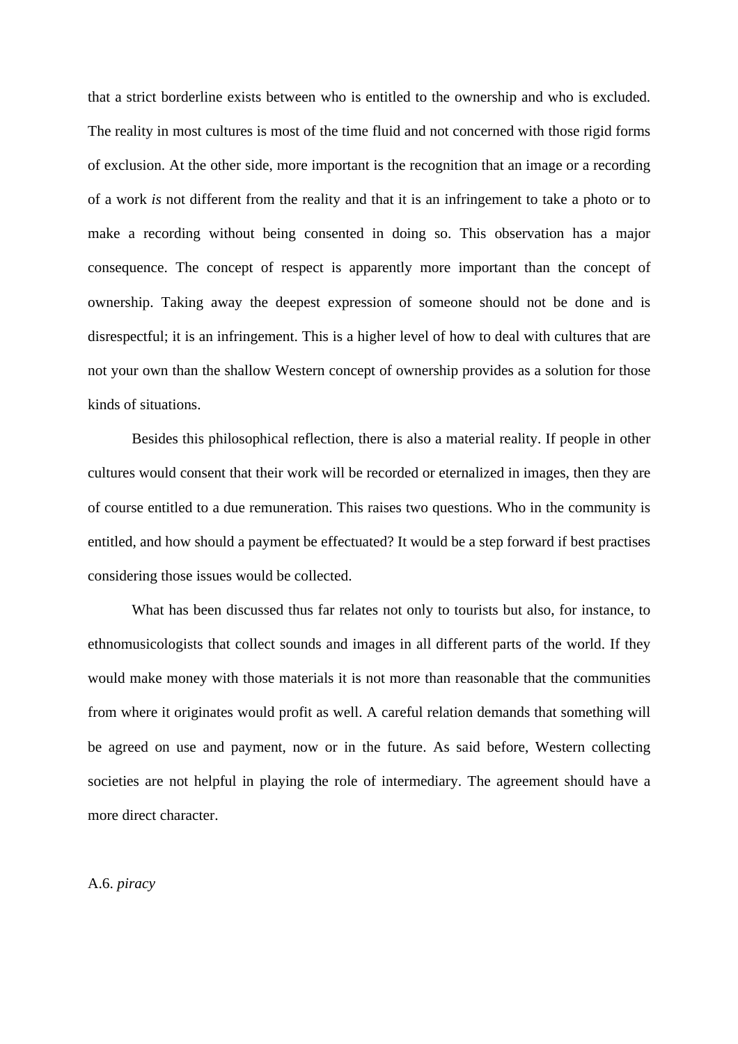that a strict borderline exists between who is entitled to the ownership and who is excluded. The reality in most cultures is most of the time fluid and not concerned with those rigid forms of exclusion. At the other side, more important is the recognition that an image or a recording of a work *is* not different from the reality and that it is an infringement to take a photo or to make a recording without being consented in doing so. This observation has a major consequence. The concept of respect is apparently more important than the concept of ownership. Taking away the deepest expression of someone should not be done and is disrespectful; it is an infringement. This is a higher level of how to deal with cultures that are not your own than the shallow Western concept of ownership provides as a solution for those kinds of situations.

Besides this philosophical reflection, there is also a material reality. If people in other cultures would consent that their work will be recorded or eternalized in images, then they are of course entitled to a due remuneration. This raises two questions. Who in the community is entitled, and how should a payment be effectuated? It would be a step forward if best practises considering those issues would be collected.

What has been discussed thus far relates not only to tourists but also, for instance, to ethnomusicologists that collect sounds and images in all different parts of the world. If they would make money with those materials it is not more than reasonable that the communities from where it originates would profit as well. A careful relation demands that something will be agreed on use and payment, now or in the future. As said before, Western collecting societies are not helpful in playing the role of intermediary. The agreement should have a more direct character.

### A.6. *piracy*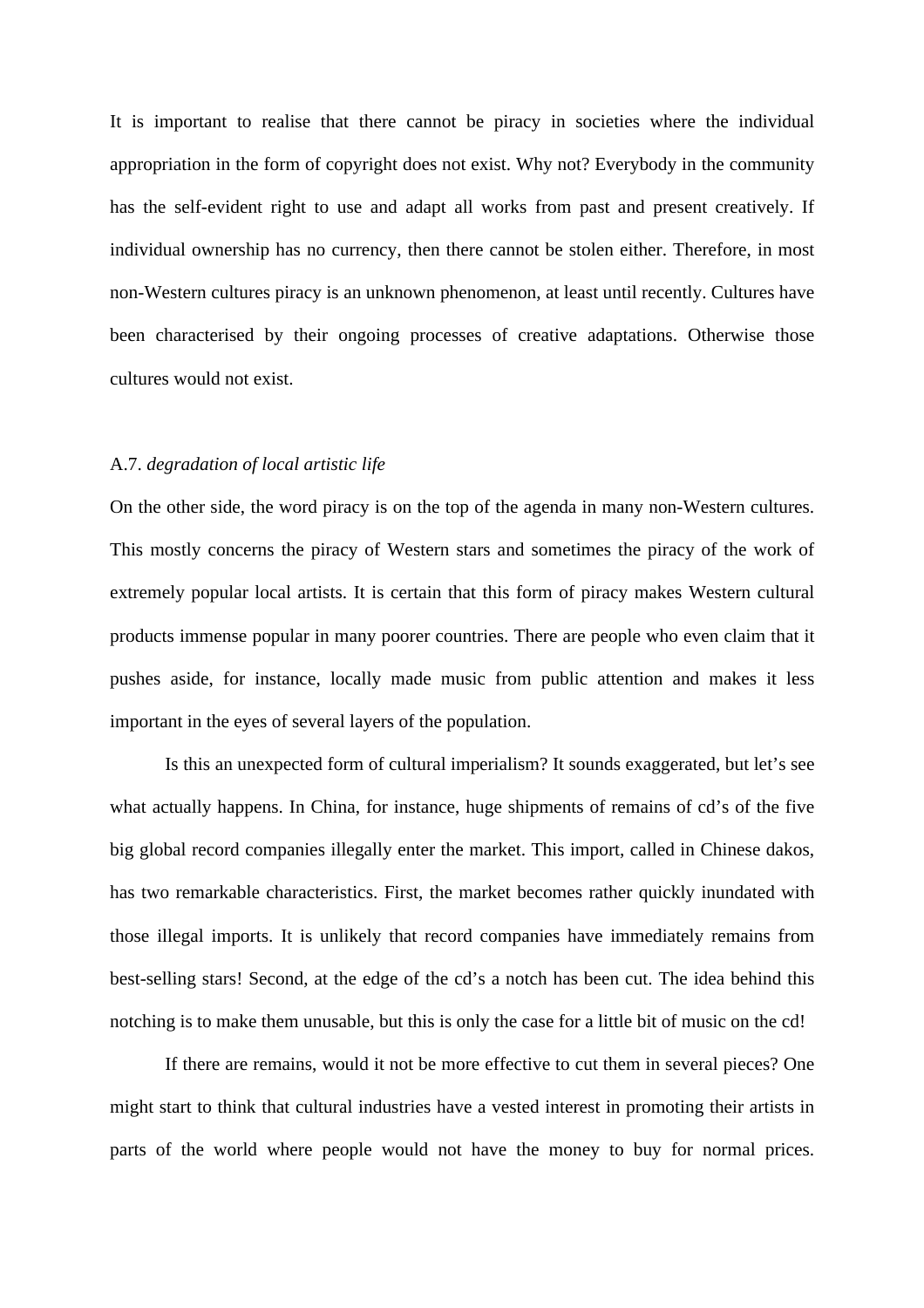It is important to realise that there cannot be piracy in societies where the individual appropriation in the form of copyright does not exist. Why not? Everybody in the community has the self-evident right to use and adapt all works from past and present creatively. If individual ownership has no currency, then there cannot be stolen either. Therefore, in most non-Western cultures piracy is an unknown phenomenon, at least until recently. Cultures have been characterised by their ongoing processes of creative adaptations. Otherwise those cultures would not exist.

A.7. *degradation of local artistic life*

On the other side, the word piracy is on the top of the agenda in many non-Western cultures. This mostly concerns the piracy of Western stars and sometimes the piracy of the work of extremely popular local artists. It is certain that this form of piracy makes Western cultural products immense popular in many poorer countries. There are people who even claim that it pushes aside, for instance, locally made music from public attention and makes it less important in the eyes of several layers of the population.

Is this an unexpected form of cultural imperialism? It sounds exaggerated, but let's see what actually happens. In China, for instance, huge shipments of remains of cd's of the five big global record companies illegally enter the market. This import, called in Chinese dakos, has two remarkable characteristics. First, the market becomes rather quickly inundated with those illegal imports. It is unlikely that record companies have immediately remains from best-selling stars! Second, at the edge of the cd's a notch has been cut. The idea behind this notching is to make them unusable, but this is only the case for a little bit of music on the cd!

If there are remains, would it not be more effective to cut them in several pieces? One might start to think that cultural industries have a vested interest in promoting their artists in parts of the world where people would not have the money to buy for normal prices.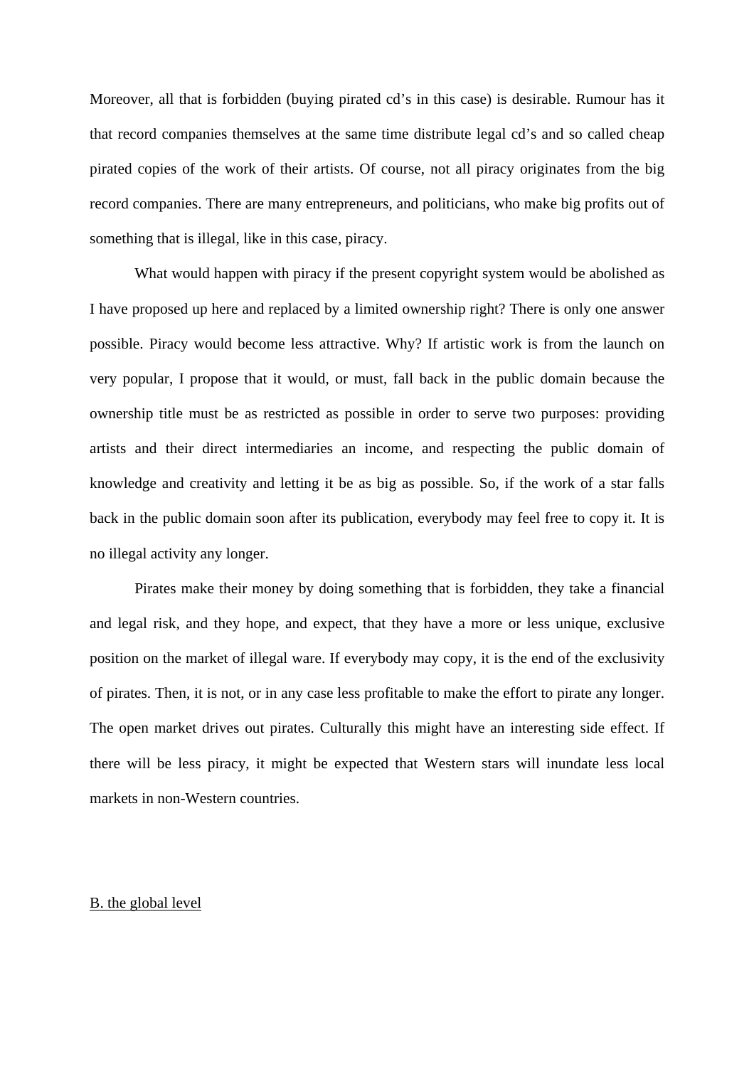Moreover, all that is forbidden (buying pirated cd's in this case) is desirable. Rumour has it that record companies themselves at the same time distribute legal cd's and so called cheap pirated copies of the work of their artists. Of course, not all piracy originates from the big record companies. There are many entrepreneurs, and politicians, who make big profits out of something that is illegal, like in this case, piracy.

What would happen with piracy if the present copyright system would be abolished as I have proposed up here and replaced by a limited ownership right? There is only one answer possible. Piracy would become less attractive. Why? If artistic work is from the launch on very popular, I propose that it would, or must, fall back in the public domain because the ownership title must be as restricted as possible in order to serve two purposes: providing artists and their direct intermediaries an income, and respecting the public domain of knowledge and creativity and letting it be as big as possible. So, if the work of a star falls back in the public domain soon after its publication, everybody may feel free to copy it. It is no illegal activity any longer.

Pirates make their money by doing something that is forbidden, they take a financial and legal risk, and they hope, and expect, that they have a more or less unique, exclusive position on the market of illegal ware. If everybody may copy, it is the end of the exclusivity of pirates. Then, it is not, or in any case less profitable to make the effort to pirate any longer. The open market drives out pirates. Culturally this might have an interesting side effect. If there will be less piracy, it might be expected that Western stars will inundate less local markets in non-Western countries.

<u>B. the global level</u>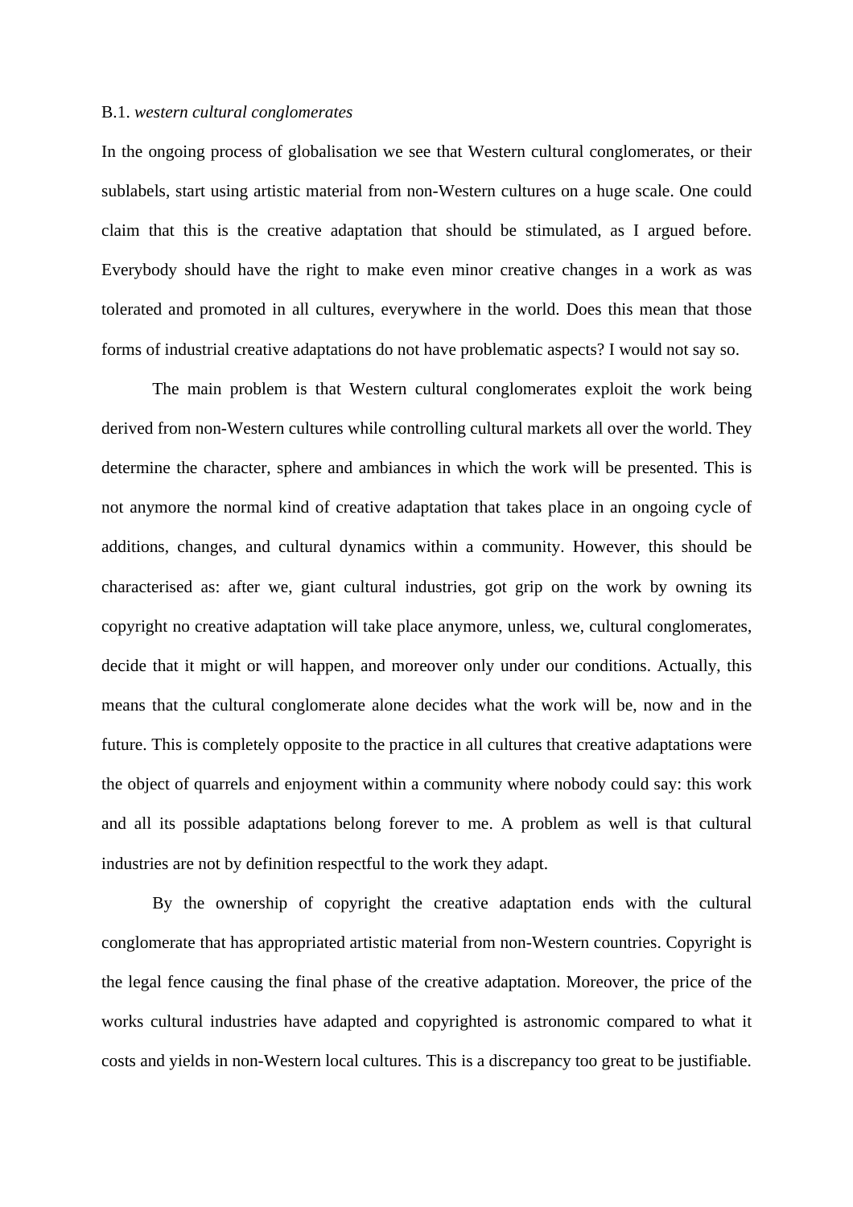B.1. *western cultural conglomerates*

In the ongoing process of globalisation we see that Western cultural conglomerates, or their sublabels, start using artistic material from non-Western cultures on a huge scale. One could claim that this is the creative adaptation that should be stimulated, as I argued before. Everybody should have the right to make even minor creative changes in a work as was tolerated and promoted in all cultures, everywhere in the world. Does this mean that those forms of industrial creative adaptations do not have problematic aspects? I would not say so.

The main problem is that Western cultural conglomerates exploit the work being derived from non-Western cultures while controlling cultural markets all over the world. They determine the character, sphere and ambiances in which the work will be presented. This is not anymore the normal kind of creative adaptation that takes place in an ongoing cycle of additions, changes, and cultural dynamics within a community. However, this should be characterised as: after we, giant cultural industries, got grip on the work by owning its copyright no creative adaptation will take place anymore, unless, we, cultural conglomerates, decide that it might or will happen, and moreover only under our conditions. Actually, this means that the cultural conglomerate alone decides what the work will be, now and in the future. This is completely opposite to the practice in all cultures that creative adaptations were the object of quarrels and enjoyment within a community where nobody could say: this work and all its possible adaptations belong forever to me. A problem as well is that cultural industries are not by definition respectful to the work they adapt.

By the ownership of copyright the creative adaptation ends with the cultural conglomerate that has appropriated artistic material from non-Western countries. Copyright is the legal fence causing the final phase of the creative adaptation. Moreover, the price of the works cultural industries have adapted and copyrighted is astronomic compared to what it costs and yields in non-Western local cultures. This is a discrepancy too great to be justifiable.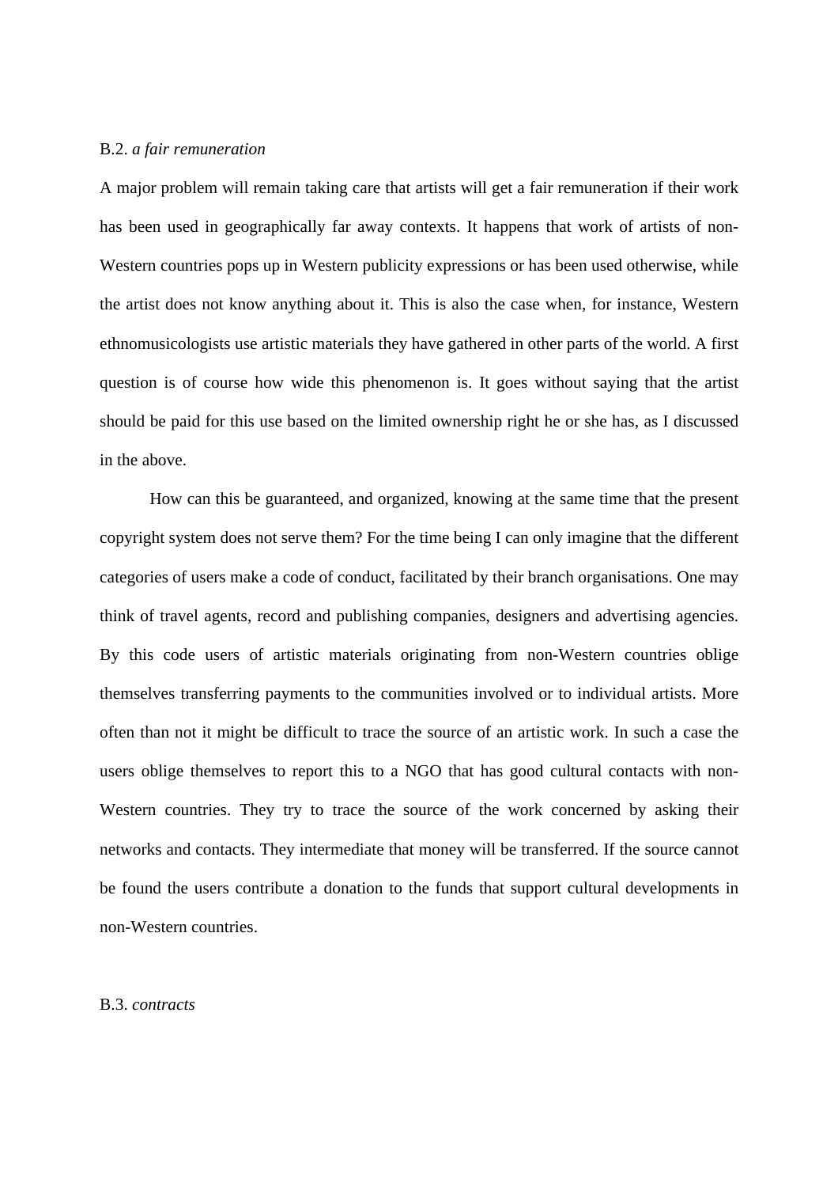B.2. *a fair remuneration*

A major problem will remain taking care that artists will get a fair remuneration if their work has been used in geographically far away contexts. It happens that work of artists of non-Western countries pops up in Western publicity expressions or has been used otherwise, while the artist does not know anything about it. This is also the case when, for instance, Western ethnomusicologists use artistic materials they have gathered in other parts of the world. A first question is of course how wide this phenomenon is. It goes without saying that the artist should be paid for this use based on the limited ownership right he or she has, as I discussed in the above.

How can this be guaranteed, and organized, knowing at the same time that the present copyright system does not serve them? For the time being I can only imagine that the different categories of users make a code of conduct, facilitated by their branch organisations. One may think of travel agents, record and publishing companies, designers and advertising agencies. By this code users of artistic materials originating from non-Western countries oblige themselves transferring payments to the communities involved or to individual artists. More often than not it might be difficult to trace the source of an artistic work. In such a case the users oblige themselves to report this to a NGO that has good cultural contacts with non-Western countries. They try to trace the source of the work concerned by asking their networks and contacts. They intermediate that money will be transferred. If the source cannot be found the users contribute a donation to the funds that support cultural developments in non-Western countries.

B.3. *contracts*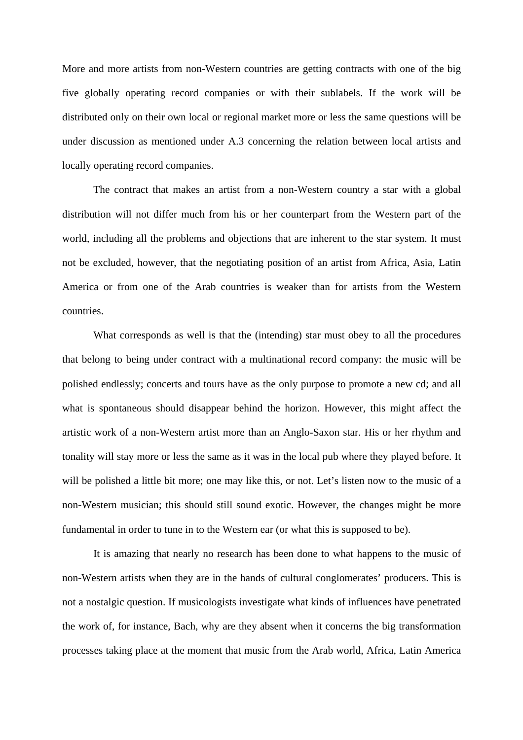More and more artists from non-Western countries are getting contracts with one of the big five globally operating record companies or with their sublabels. If the work will be distributed only on their own local or regional market more or less the same questions will be under discussion as mentioned under A.3 concerning the relation between local artists and locally operating record companies.

The contract that makes an artist from a non-Western country a star with a global distribution will not differ much from his or her counterpart from the Western part of the world, including all the problems and objections that are inherent to the star system. It must not be excluded, however, that the negotiating position of an artist from Africa, Asia, Latin America or from one of the Arab countries is weaker than for artists from the Western countries.

What corresponds as well is that the (intending) star must obey to all the procedures that belong to being under contract with a multinational record company: the music will be polished endlessly; concerts and tours have as the only purpose to promote a new cd; and all what is spontaneous should disappear behind the horizon. However, this might affect the artistic work of a non-Western artist more than an Anglo-Saxon star. His or her rhythm and tonality will stay more or less the same as it was in the local pub where they played before. It will be polished a little bit more; one may like this, or not. Let's listen now to the music of a non-Western musician; this should still sound exotic. However, the changes might be more fundamental in order to tune in to the Western ear (or what this is supposed to be).

It is amazing that nearly no research has been done to what happens to the music of non-Western artists when they are in the hands of cultural conglomerates' producers. This is not a nostalgic question. If musicologists investigate what kinds of influences have penetrated the work of, for instance, Bach, why are they absent when it concerns the big transformation processes taking place at the moment that music from the Arab world, Africa, Latin America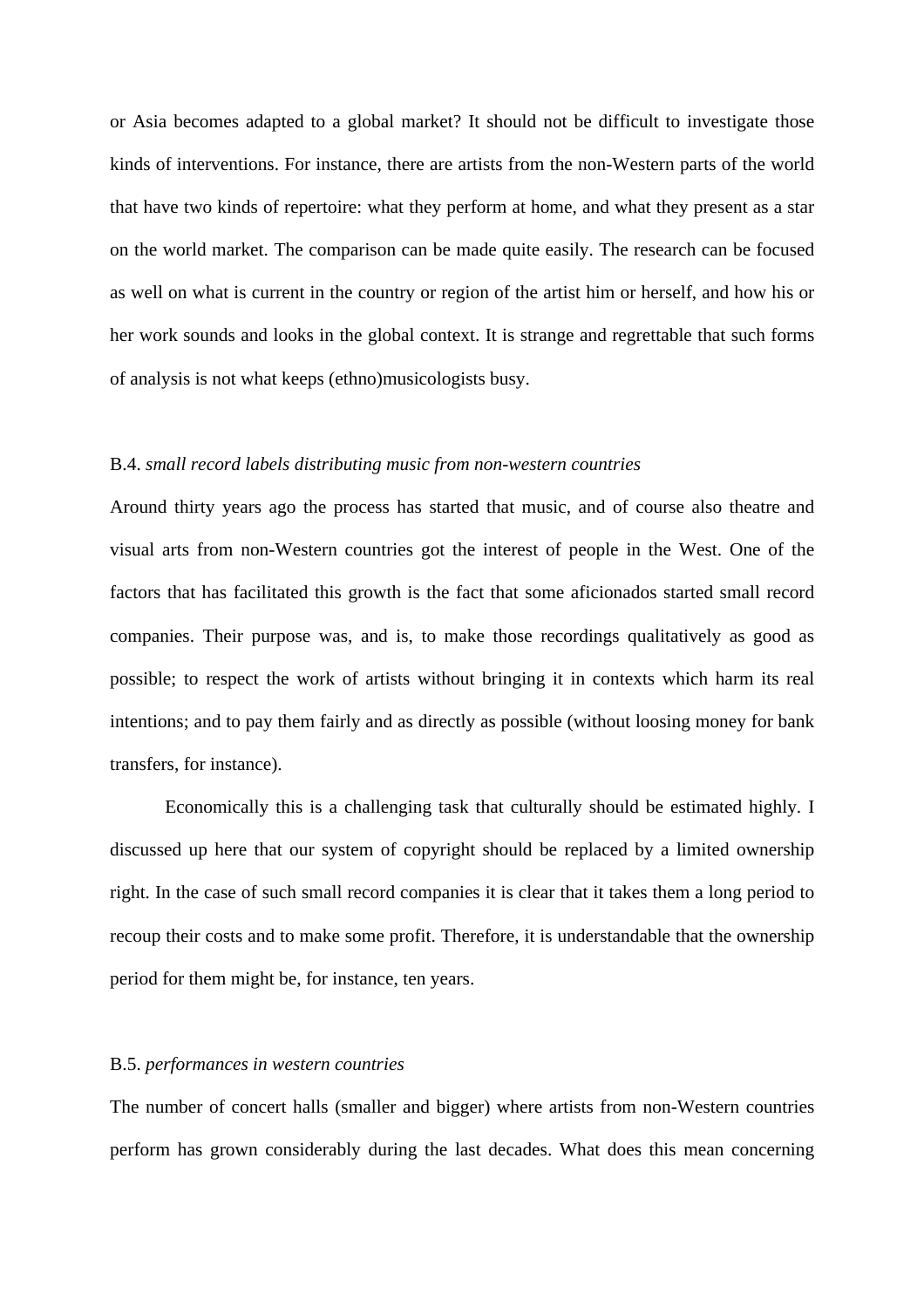or Asia becomes adapted to a global market? It should not be difficult to investigate those kinds of interventions. For instance, there are artists from the non-Western parts of the world that have two kinds of repertoire: what they perform at home, and what they present as a star on the world market. The comparison can be made quite easily. The research can be focused as well on what is current in the country or region of the artist him or herself, and how his or her work sounds and looks in the global context. It is strange and regrettable that such forms of analysis is not what keeps (ethno)musicologists busy.

B.4. *small record labels distributing music from non-western countries*

Around thirty years ago the process has started that music, and of course also theatre and visual arts from non-Western countries got the interest of people in the West. One of the factors that has facilitated this growth is the fact that some aficionados started small record companies. Their purpose was, and is, to make those recordings qualitatively as good as possible; to respect the work of artists without bringing it in contexts which harm its real intentions; and to pay them fairly and as directly as possible (without loosing money for bank transfers, for instance).

Economically this is a challenging task that culturally should be estimated highly. I discussed up here that our system of copyright should be replaced by a limited ownership right. In the case of such small record companies it is clear that it takes them a long period to recoup their costs and to make some profit. Therefore, it is understandable that the ownership period for them might be, for instance, ten years.

B.5. *performances in western countries*

The number of concert halls (smaller and bigger) where artists from non-Western countries perform has grown considerably during the last decades. What does this mean concerning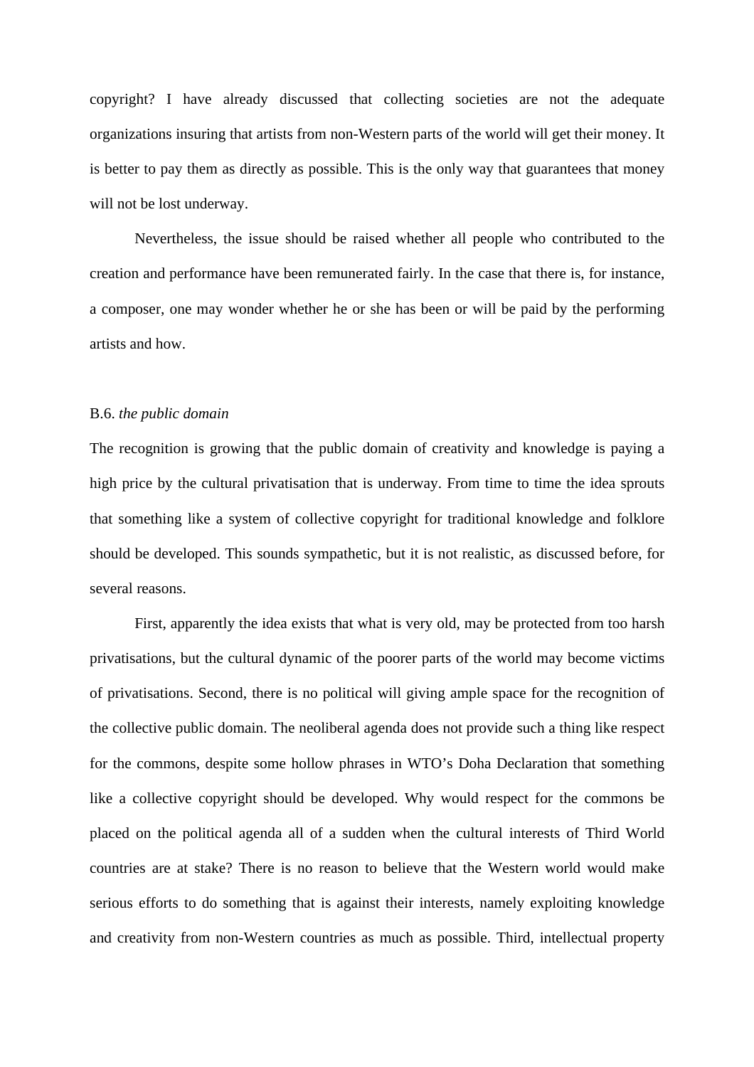copyright? I have already discussed that collecting societies are not the adequate organizations insuring that artists from non-Western parts of the world will get their money. It is better to pay them as directly as possible. This is the only way that guarantees that money will not be lost underway.

Nevertheless, the issue should be raised whether all people who contributed to the creation and performance have been remunerated fairly. In the case that there is, for instance, a composer, one may wonder whether he or she has been or will be paid by the performing artists and how.

B.6. *the public domain*

The recognition is growing that the public domain of creativity and knowledge is paying a high price by the cultural privatisation that is underway. From time to time the idea sprouts that something like a system of collective copyright for traditional knowledge and folklore should be developed. This sounds sympathetic, but it is not realistic, as discussed before, for several reasons.

First, apparently the idea exists that what is very old, may be protected from too harsh privatisations, but the cultural dynamic of the poorer parts of the world may become victims of privatisations. Second, there is no political will giving ample space for the recognition of the collective public domain. The neoliberal agenda does not provide such a thing like respect for the commons, despite some hollow phrases in WTO's Doha Declaration that something like a collective copyright should be developed. Why would respect for the commons be placed on the political agenda all of a sudden when the cultural interests of Third World countries are at stake? There is no reason to believe that the Western world would make serious efforts to do something that is against their interests, namely exploiting knowledge and creativity from non-Western countries as much as possible. Third, intellectual property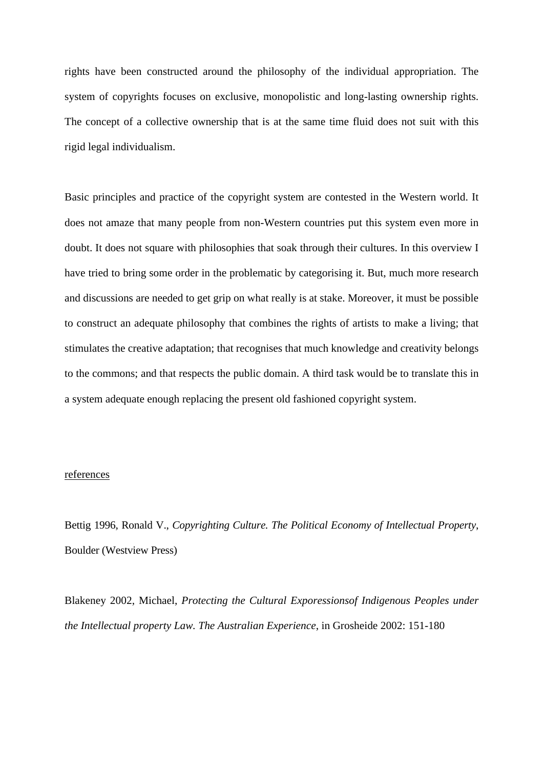rights have been constructed around the philosophy of the individual appropriation. The system of copyrights focuses on exclusive, monopolistic and long-lasting ownership rights. The concept of a collective ownership that is at the same time fluid does not suit with this rigid legal individualism.

Basic principles and practice of the copyright system are contested in the Western world. It does not amaze that many people from non-Western countries put this system even more in doubt. It does not square with philosophies that soak through their cultures. In this overview I have tried to bring some order in the problematic by categorising it. But, much more research and discussions are needed to get grip on what really is at stake. Moreover, it must be possible to construct an adequate philosophy that combines the rights of artists to make a living; that stimulates the creative adaptation; that recognises that much knowledge and creativity belongs to the commons; and that respects the public domain. A third task would be to translate this in a system adequate enough replacing the present old fashioned copyright system.

references

Bettig 1996, Ronald V., *Copyrighting Culture. The Political Economy of Intellectual Property*, Boulder (Westview Press)

Blakeney 2002, Michael, *Protecting the Cultural Exporessionsof Indigenous Peoples under the Intellectual property Law. The Australian Experience*, in Grosheide 2002: 151-180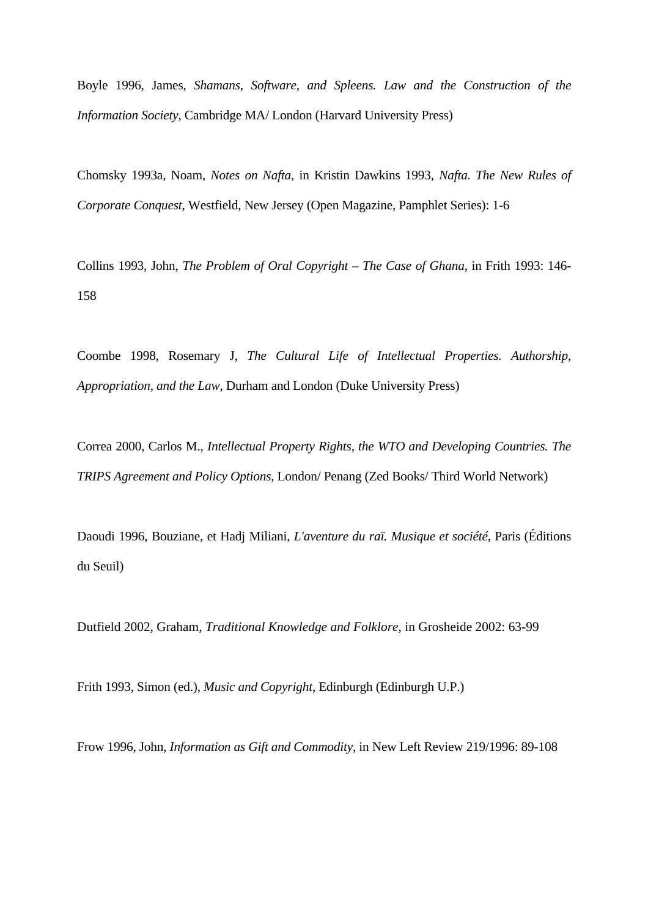Boyle 1996, James, *Shamans, Software, and Spleens. Law and the Construction of the Information Society*, Cambridge MA/ London (Harvard University Press)

Chomsky 1993a, Noam, *Notes on Nafta*, in Kristin Dawkins 1993, *Nafta. The New Rules of Corporate Conquest*, Westfield, New Jersey (Open Magazine, Pamphlet Series): 1-6

Collins 1993, John, *The Problem of Oral Copyright – The Case of Ghana*, in Frith 1993: 146-158

Coombe 1998, Rosemary J, *The Cultural Life of Intellectual Properties. Authorship, Appropriation, and the Law*, Durham and London (Duke University Press)

Correa 2000, Carlos M., *Intellectual Property Rights, the WTO and Developing Countries. The TRIPS Agreement and Policy Options*, London/ Penang (Zed Books/ Third World Network)

Daoudi 1996, Bouziane, et Hadj Miliani, *L'aventure du raï. Musique et société*, Paris (Éditions du Seuil)

Dutfield 2002, Graham, *Traditional Knowledge and Folklore*, in Grosheide 2002: 63-99

Frith 1993, Simon (ed.), *Music and Copyright*, Edinburgh (Edinburgh U.P.)

Frow 1996, John, *Information as Gift and Commodity*, in New Left Review 219/1996: 89-108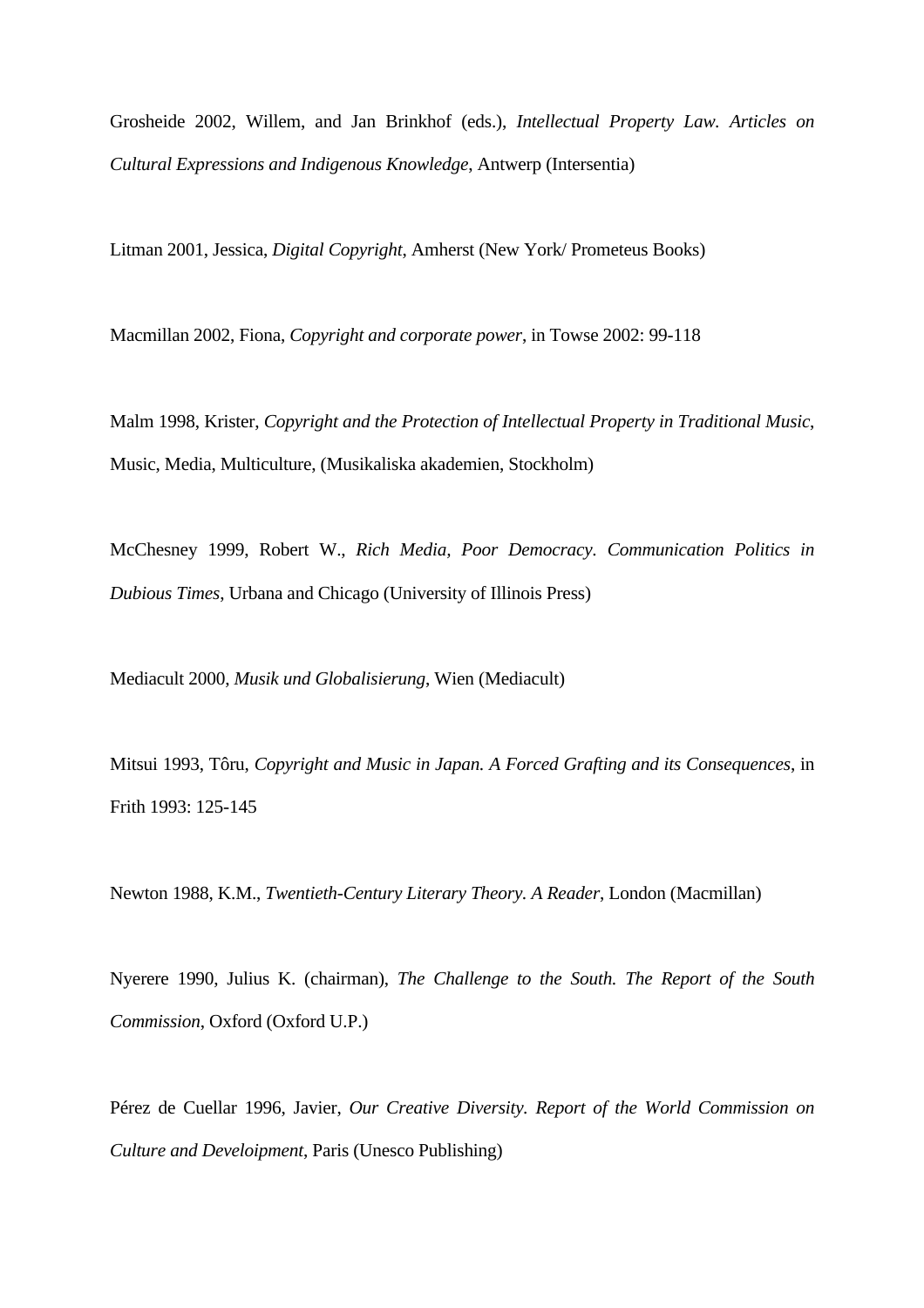Grosheide 2002, Willem, and Jan Brinkhof (eds.), *Intellectual Property Law. Articles on Cultural Expressions and Indigenous Knowledge*, Antwerp (Intersentia)

Litman 2001, Jessica, *Digital Copyright*, Amherst (New York/ Prometeus Books)

Macmillan 2002, Fiona, *Copyright and corporate power*, in Towse 2002: 99-118

Malm 1998, Krister, *Copyright and the Protection of Intellectual Property in Traditional Music*, Music, Media, Multiculture, (Musikaliska akademien, Stockholm)

McChesney 1999, Robert W., *Rich Media, Poor Democracy. Communication Politics in Dubious Times*, Urbana and Chicago (University of Illinois Press)

Mediacult 2000, *Musik und Globalisierung*, Wien (Mediacult)

Mitsui 1993, Tôru, *Copyright and Music in Japan. A Forced Grafting and its Consequences*, in Frith 1993: 125-145

Newton 1988, K.M., *Twentieth-Century Literary Theory. A Reader*, London (Macmillan)

Nyerere 1990, Julius K. (chairman), *The Challenge to the South. The Report of the South Commission*, Oxford (Oxford U.P.)

Pérez de Cuellar 1996, Javier, *Our Creative Diversity. Report of the World Commission on Culture and Develoipment*, Paris (Unesco Publishing)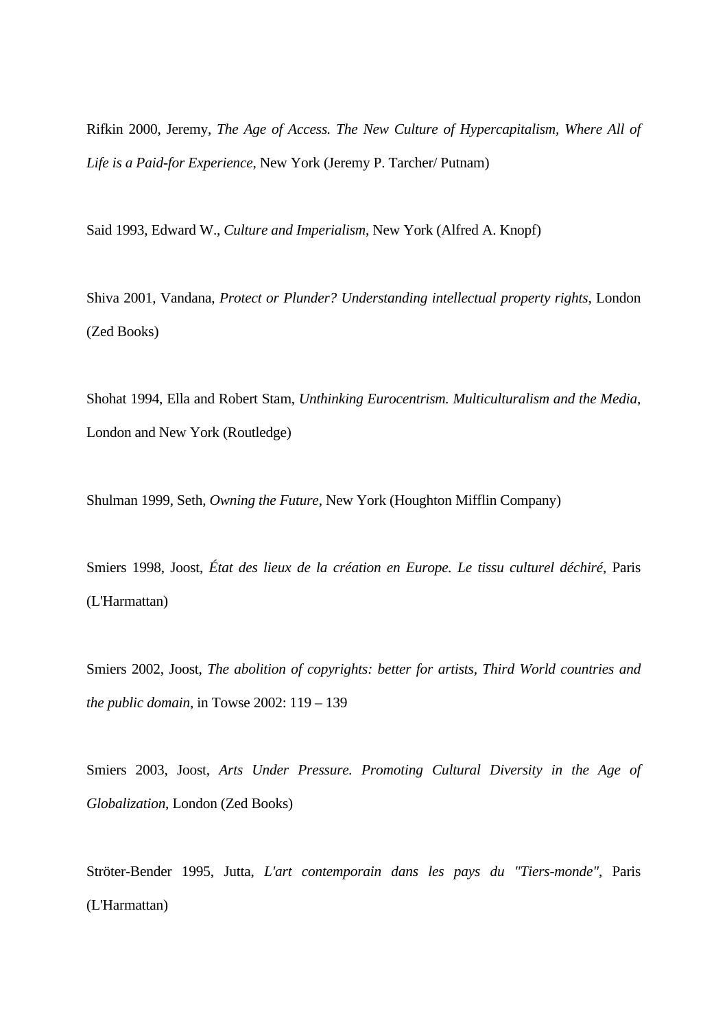Rifkin 2000, Jeremy, *The Age of Access. The New Culture of Hypercapitalism, Where All of Life is a Paid-for Experience*, New York (Jeremy P. Tarcher/ Putnam)

Said 1993, Edward W., *Culture and Imperialism*, New York (Alfred A. Knopf)

Shiva 2001, Vandana, *Protect or Plunder? Understanding intellectual property rights*, London (Zed Books)

Shohat 1994, Ella and Robert Stam, *Unthinking Eurocentrism. Multiculturalism and the Media*, London and New York (Routledge)

Shulman 1999, Seth, *Owning the Future*, New York (Houghton Mifflin Company)

Smiers 1998, Joost, *État des lieux de la création en Europe. Le tissu culturel déchiré*, Paris (L'Harmattan)

Smiers 2002, Joost, *The abolition of copyrights: better for artists, Third World countries and the public domain*, in Towse 2002: 119 – 139

Smiers 2003, Joost, *Arts Under Pressure. Promoting Cultural Diversity in the Age of Globalization*, London (Zed Books)

Ströter-Bender 1995, Jutta, *L'art contemporain dans les pays du "Tiers-monde"*, Paris (L'Harmattan)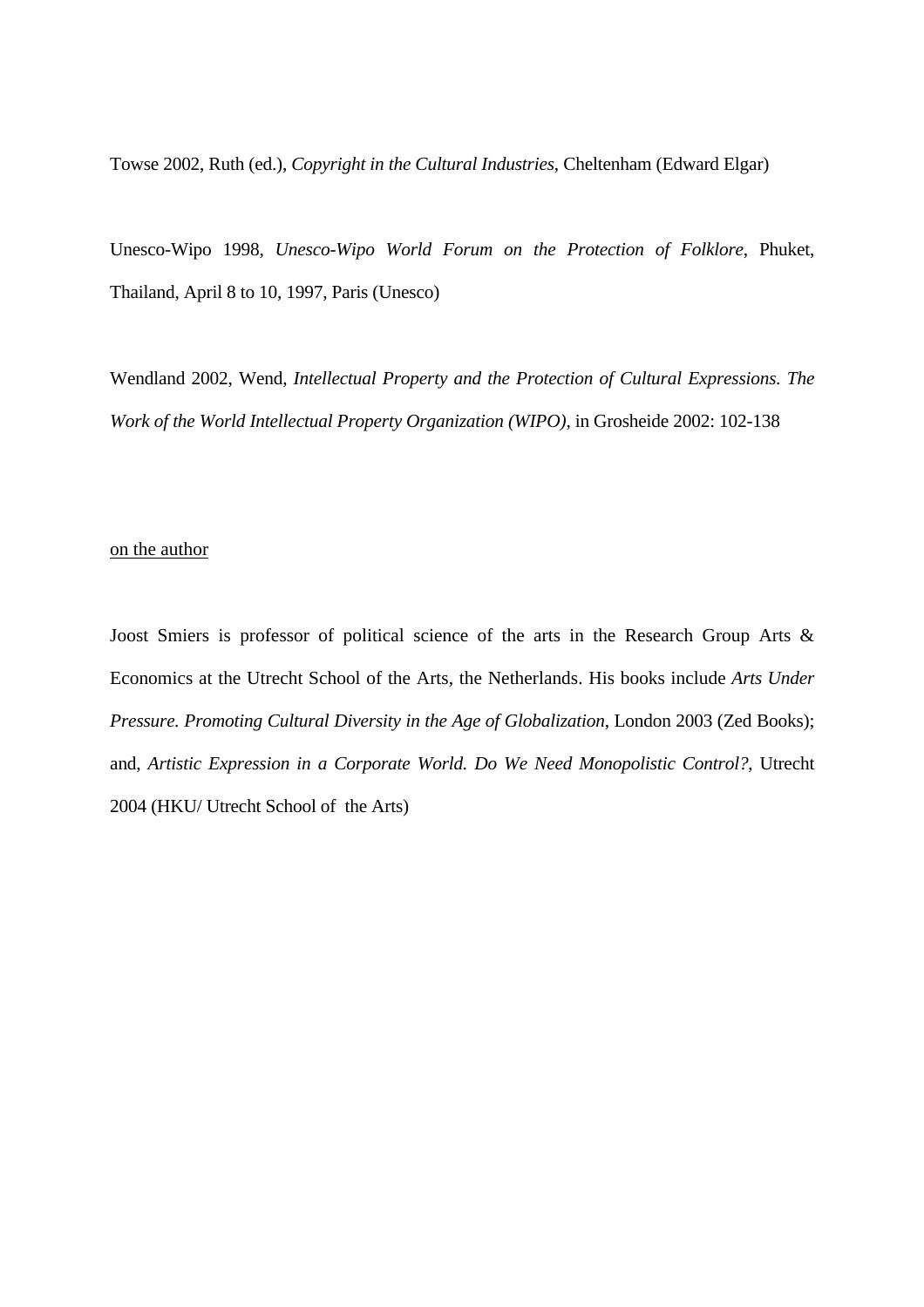Towse 2002, Ruth (ed.), *Copyright in the Cultural Industries*, Cheltenham (Edward Elgar)

Unesco-Wipo 1998, *Unesco-Wipo World Forum on the Protection of Folklore*, Phuket, Thailand, April 8 to 10, 1997, Paris (Unesco)

Wendland 2002, Wend, *Intellectual Property and the Protection of Cultural Expressions. The Work of the World Intellectual Property Organization (WIPO)*, in Grosheide 2002: 102-138

<u>on the author</u>

Joost Smiers is professor of political science of the arts in the Research Group Arts & Economics at the Utrecht School of the Arts, the Netherlands. His books include *Arts Under Pressure. Promoting Cultural Diversity in the Age of Globalization*, London 2003 (Zed Books); and, *Artistic Expression in a Corporate World. Do We Need Monopolistic Control?*, Utrecht 2004 (HKU/ Utrecht School of the Arts)